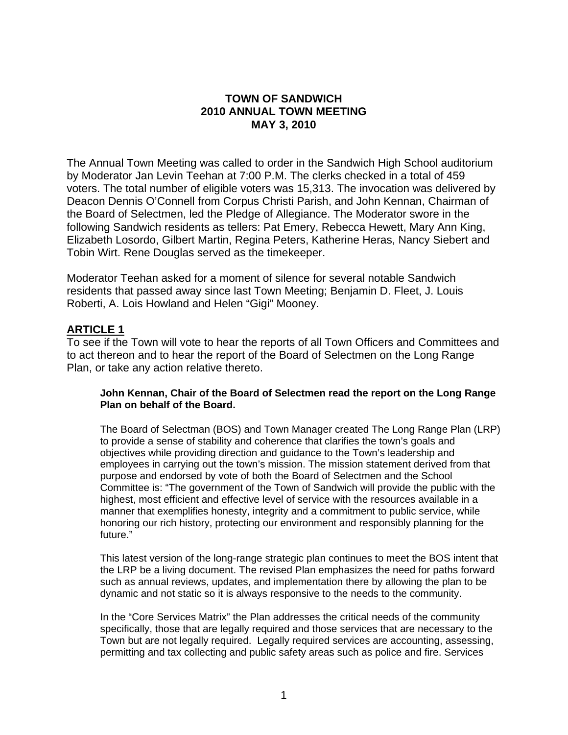**TOWN OF SANDWICH**
**2010 ANNUAL TOWN MEETING**
**MAY 3, 2010**

The Annual Town Meeting was called to order in the Sandwich High School auditorium by Moderator Jan Levin Teehan at 7:00 P.M. The clerks checked in a total of 459 voters. The total number of eligible voters was 15,313. The invocation was delivered by Deacon Dennis O'Connell from Corpus Christi Parish, and John Kennan, Chairman of the Board of Selectmen, led the Pledge of Allegiance. The Moderator swore in the following Sandwich residents as tellers: Pat Emery, Rebecca Hewett, Mary Ann King, Elizabeth Losordo, Gilbert Martin, Regina Peters, Katherine Heras, Nancy Siebert and Tobin Wirt. Rene Douglas served as the timekeeper.

Moderator Teehan asked for a moment of silence for several notable Sandwich residents that passed away since last Town Meeting; Benjamin D. Fleet, J. Louis Roberti, A. Lois Howland and Helen "Gigi" Mooney.

## ARTICLE 1

To see if the Town will vote to hear the reports of all Town Officers and Committees and to act thereon and to hear the report of the Board of Selectmen on the Long Range Plan, or take any action relative thereto.

**John Kennan, Chair of the Board of Selectmen read the report on the Long Range Plan on behalf of the Board.**

The Board of Selectman (BOS) and Town Manager created The Long Range Plan (LRP) to provide a sense of stability and coherence that clarifies the town's goals and objectives while providing direction and guidance to the Town's leadership and employees in carrying out the town's mission. The mission statement derived from that purpose and endorsed by vote of both the Board of Selectmen and the School Committee is: "The government of the Town of Sandwich will provide the public with the highest, most efficient and effective level of service with the resources available in a manner that exemplifies honesty, integrity and a commitment to public service, while honoring our rich history, protecting our environment and responsibly planning for the future."

This latest version of the long-range strategic plan continues to meet the BOS intent that the LRP be a living document. The revised Plan emphasizes the need for paths forward such as annual reviews, updates, and implementation there by allowing the plan to be dynamic and not static so it is always responsive to the needs to the community.

In the "Core Services Matrix" the Plan addresses the critical needs of the community specifically, those that are legally required and those services that are necessary to the Town but are not legally required. Legally required services are accounting, assessing, permitting and tax collecting and public safety areas such as police and fire. Services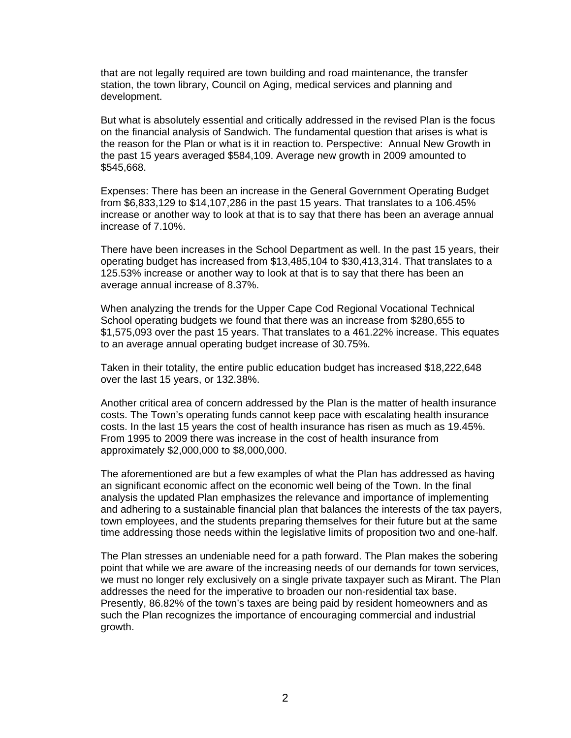that are not legally required are town building and road maintenance, the transfer station, the town library, Council on Aging, medical services and planning and development.

But what is absolutely essential and critically addressed in the revised Plan is the focus on the financial analysis of Sandwich. The fundamental question that arises is what is the reason for the Plan or what is it in reaction to. Perspective: Annual New Growth in the past 15 years averaged $584,109. Average new growth in 2009 amounted to $545,668.

Expenses: There has been an increase in the General Government Operating Budget from $6,833,129 to $14,107,286 in the past 15 years. That translates to a 106.45% increase or another way to look at that is to say that there has been an average annual increase of 7.10%.

There have been increases in the School Department as well. In the past 15 years, their operating budget has increased from $13,485,104 to $30,413,314. That translates to a 125.53% increase or another way to look at that is to say that there has been an average annual increase of 8.37%.

When analyzing the trends for the Upper Cape Cod Regional Vocational Technical School operating budgets we found that there was an increase from $280,655 to $1,575,093 over the past 15 years. That translates to a 461.22% increase. This equates to an average annual operating budget increase of 30.75%.

Taken in their totality, the entire public education budget has increased $18,222,648 over the last 15 years, or 132.38%.

Another critical area of concern addressed by the Plan is the matter of health insurance costs. The Town's operating funds cannot keep pace with escalating health insurance costs. In the last 15 years the cost of health insurance has risen as much as 19.45%. From 1995 to 2009 there was increase in the cost of health insurance from approximately $2,000,000 to $8,000,000.

The aforementioned are but a few examples of what the Plan has addressed as having an significant economic affect on the economic well being of the Town. In the final analysis the updated Plan emphasizes the relevance and importance of implementing and adhering to a sustainable financial plan that balances the interests of the tax payers, town employees, and the students preparing themselves for their future but at the same time addressing those needs within the legislative limits of proposition two and one-half.

The Plan stresses an undeniable need for a path forward. The Plan makes the sobering point that while we are aware of the increasing needs of our demands for town services, we must no longer rely exclusively on a single private taxpayer such as Mirant. The Plan addresses the need for the imperative to broaden our non-residential tax base. Presently, 86.82% of the town's taxes are being paid by resident homeowners and as such the Plan recognizes the importance of encouraging commercial and industrial growth.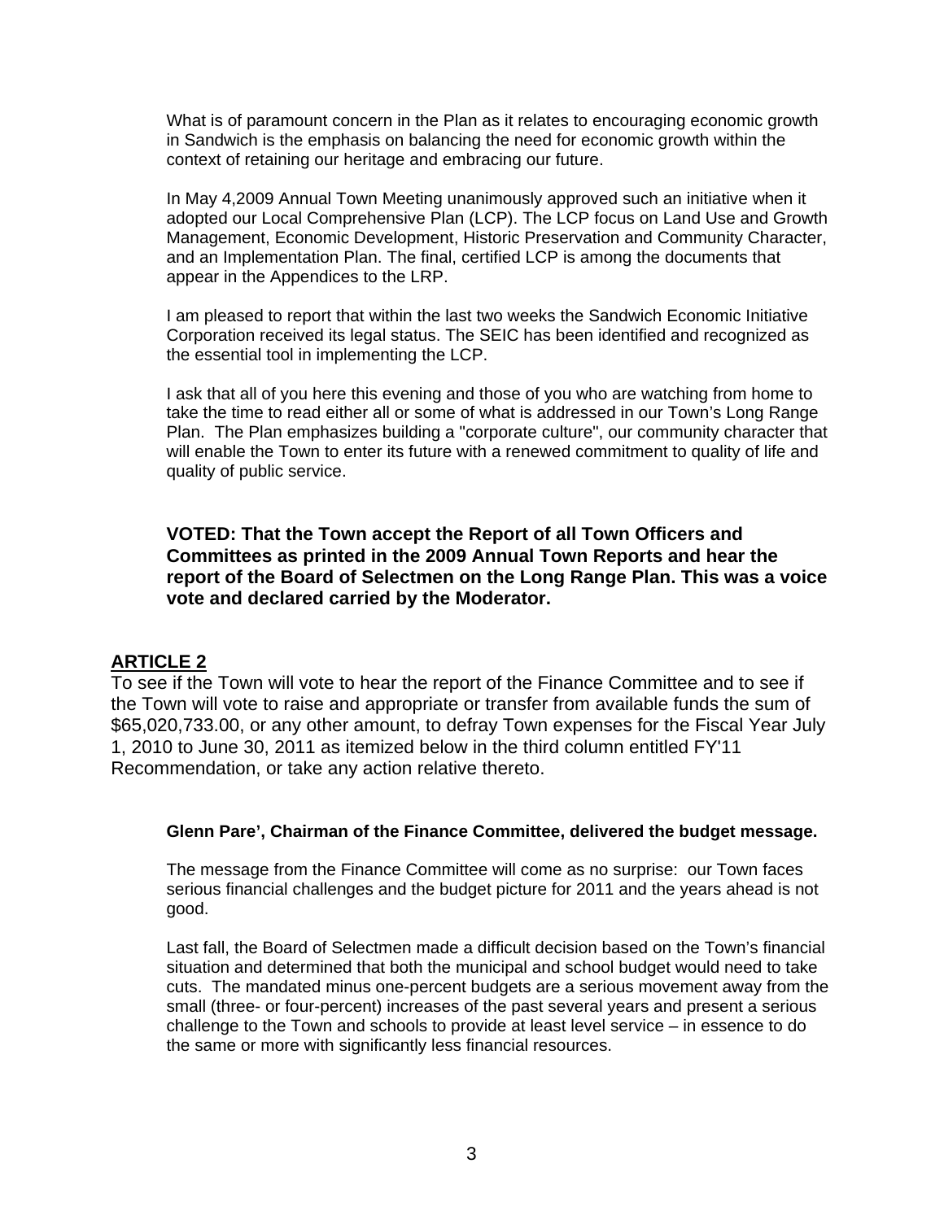What is of paramount concern in the Plan as it relates to encouraging economic growth in Sandwich is the emphasis on balancing the need for economic growth within the context of retaining our heritage and embracing our future.

In May 4,2009 Annual Town Meeting unanimously approved such an initiative when it adopted our Local Comprehensive Plan (LCP). The LCP focus on Land Use and Growth Management, Economic Development, Historic Preservation and Community Character, and an Implementation Plan. The final, certified LCP is among the documents that appear in the Appendices to the LRP.

I am pleased to report that within the last two weeks the Sandwich Economic Initiative Corporation received its legal status. The SEIC has been identified and recognized as the essential tool in implementing the LCP.

I ask that all of you here this evening and those of you who are watching from home to take the time to read either all or some of what is addressed in our Town's Long Range Plan. The Plan emphasizes building a "corporate culture", our community character that will enable the Town to enter its future with a renewed commitment to quality of life and quality of public service.

**VOTED: That the Town accept the Report of all Town Officers and Committees as printed in the 2009 Annual Town Reports and hear the report of the Board of Selectmen on the Long Range Plan. This was a voice vote and declared carried by the Moderator.**

## ARTICLE 2

To see if the Town will vote to hear the report of the Finance Committee and to see if the Town will vote to raise and appropriate or transfer from available funds the sum of $65,020,733.00, or any other amount, to defray Town expenses for the Fiscal Year July 1, 2010 to June 30, 2011 as itemized below in the third column entitled FY'11 Recommendation, or take any action relative thereto.

**Glenn Pare', Chairman of the Finance Committee, delivered the budget message.**

The message from the Finance Committee will come as no surprise: our Town faces serious financial challenges and the budget picture for 2011 and the years ahead is not good.

Last fall, the Board of Selectmen made a difficult decision based on the Town's financial situation and determined that both the municipal and school budget would need to take cuts. The mandated minus one-percent budgets are a serious movement away from the small (three- or four-percent) increases of the past several years and present a serious challenge to the Town and schools to provide at least level service – in essence to do the same or more with significantly less financial resources.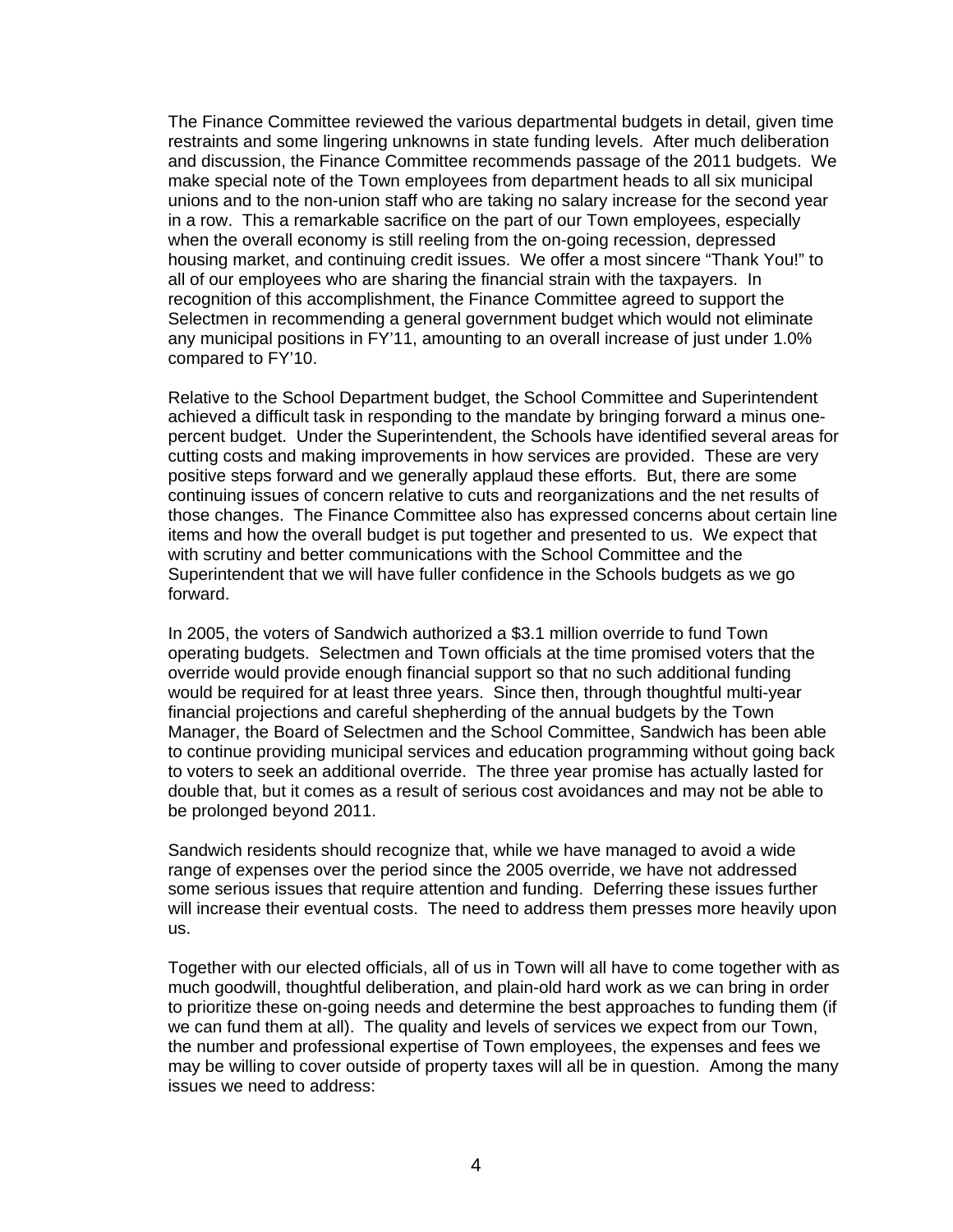The Finance Committee reviewed the various departmental budgets in detail, given time restraints and some lingering unknowns in state funding levels. After much deliberation and discussion, the Finance Committee recommends passage of the 2011 budgets. We make special note of the Town employees from department heads to all six municipal unions and to the non-union staff who are taking no salary increase for the second year in a row. This a remarkable sacrifice on the part of our Town employees, especially when the overall economy is still reeling from the on-going recession, depressed housing market, and continuing credit issues. We offer a most sincere "Thank You!" to all of our employees who are sharing the financial strain with the taxpayers. In recognition of this accomplishment, the Finance Committee agreed to support the Selectmen in recommending a general government budget which would not eliminate any municipal positions in FY'11, amounting to an overall increase of just under 1.0% compared to FY'10.

Relative to the School Department budget, the School Committee and Superintendent achieved a difficult task in responding to the mandate by bringing forward a minus one-percent budget. Under the Superintendent, the Schools have identified several areas for cutting costs and making improvements in how services are provided. These are very positive steps forward and we generally applaud these efforts. But, there are some continuing issues of concern relative to cuts and reorganizations and the net results of those changes. The Finance Committee also has expressed concerns about certain line items and how the overall budget is put together and presented to us. We expect that with scrutiny and better communications with the School Committee and the Superintendent that we will have fuller confidence in the Schools budgets as we go forward.

In 2005, the voters of Sandwich authorized a $3.1 million override to fund Town operating budgets. Selectmen and Town officials at the time promised voters that the override would provide enough financial support so that no such additional funding would be required for at least three years. Since then, through thoughtful multi-year financial projections and careful shepherding of the annual budgets by the Town Manager, the Board of Selectmen and the School Committee, Sandwich has been able to continue providing municipal services and education programming without going back to voters to seek an additional override. The three year promise has actually lasted for double that, but it comes as a result of serious cost avoidances and may not be able to be prolonged beyond 2011.

Sandwich residents should recognize that, while we have managed to avoid a wide range of expenses over the period since the 2005 override, we have not addressed some serious issues that require attention and funding. Deferring these issues further will increase their eventual costs. The need to address them presses more heavily upon us.

Together with our elected officials, all of us in Town will all have to come together with as much goodwill, thoughtful deliberation, and plain-old hard work as we can bring in order to prioritize these on-going needs and determine the best approaches to funding them (if we can fund them at all). The quality and levels of services we expect from our Town, the number and professional expertise of Town employees, the expenses and fees we may be willing to cover outside of property taxes will all be in question. Among the many issues we need to address: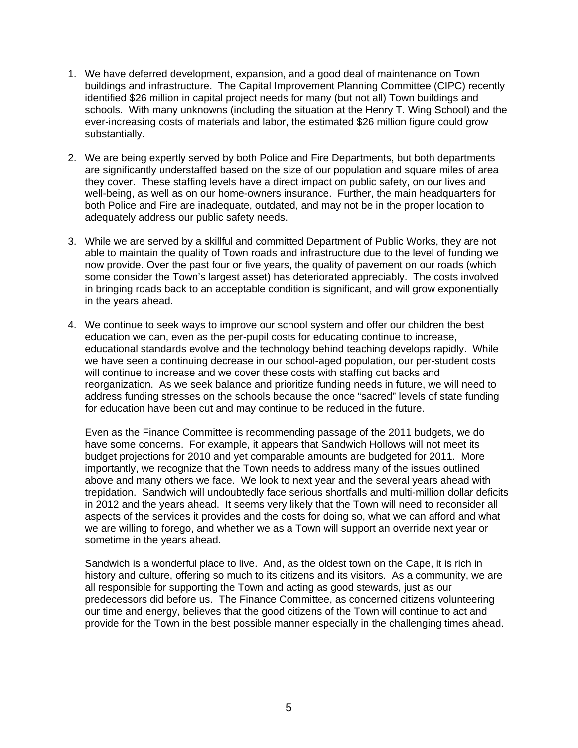1. We have deferred development, expansion, and a good deal of maintenance on Town buildings and infrastructure. The Capital Improvement Planning Committee (CIPC) recently identified $26 million in capital project needs for many (but not all) Town buildings and schools. With many unknowns (including the situation at the Henry T. Wing School) and the ever-increasing costs of materials and labor, the estimated $26 million figure could grow substantially.

2. We are being expertly served by both Police and Fire Departments, but both departments are significantly understaffed based on the size of our population and square miles of area they cover. These staffing levels have a direct impact on public safety, on our lives and well-being, as well as on our home-owners insurance. Further, the main headquarters for both Police and Fire are inadequate, outdated, and may not be in the proper location to adequately address our public safety needs.

3. While we are served by a skillful and committed Department of Public Works, they are not able to maintain the quality of Town roads and infrastructure due to the level of funding we now provide. Over the past four or five years, the quality of pavement on our roads (which some consider the Town's largest asset) has deteriorated appreciably. The costs involved in bringing roads back to an acceptable condition is significant, and will grow exponentially in the years ahead.

4. We continue to seek ways to improve our school system and offer our children the best education we can, even as the per-pupil costs for educating continue to increase, educational standards evolve and the technology behind teaching develops rapidly. While we have seen a continuing decrease in our school-aged population, our per-student costs will continue to increase and we cover these costs with staffing cut backs and reorganization. As we seek balance and prioritize funding needs in future, we will need to address funding stresses on the schools because the once "sacred" levels of state funding for education have been cut and may continue to be reduced in the future.

   Even as the Finance Committee is recommending passage of the 2011 budgets, we do have some concerns. For example, it appears that Sandwich Hollows will not meet its budget projections for 2010 and yet comparable amounts are budgeted for 2011. More importantly, we recognize that the Town needs to address many of the issues outlined above and many others we face. We look to next year and the several years ahead with trepidation. Sandwich will undoubtedly face serious shortfalls and multi-million dollar deficits in 2012 and the years ahead. It seems very likely that the Town will need to reconsider all aspects of the services it provides and the costs for doing so, what we can afford and what we are willing to forego, and whether we as a Town will support an override next year or sometime in the years ahead.

   Sandwich is a wonderful place to live. And, as the oldest town on the Cape, it is rich in history and culture, offering so much to its citizens and its visitors. As a community, we are all responsible for supporting the Town and acting as good stewards, just as our predecessors did before us. The Finance Committee, as concerned citizens volunteering our time and energy, believes that the good citizens of the Town will continue to act and provide for the Town in the best possible manner especially in the challenging times ahead.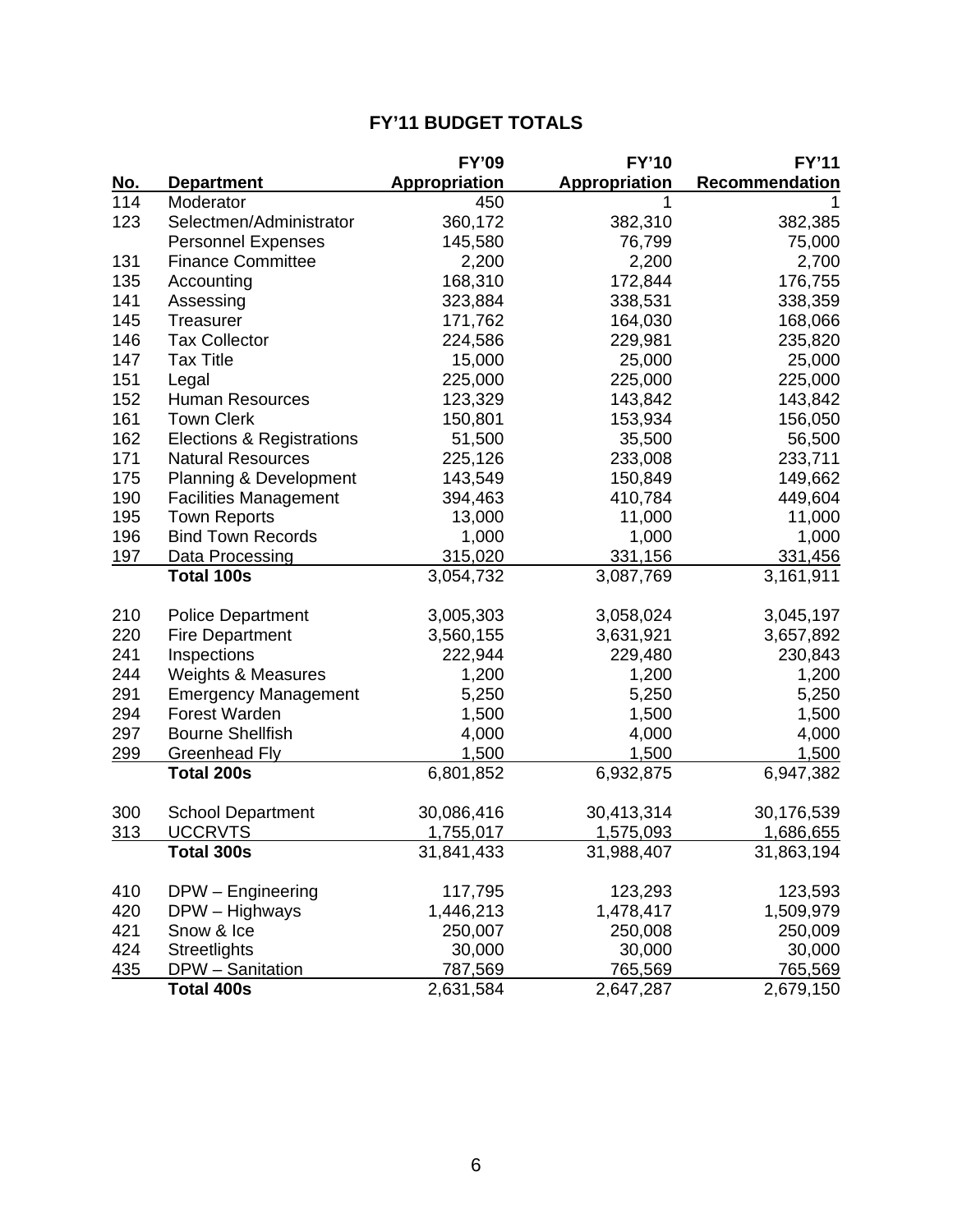## FY'11 BUDGET TOTALS

| No. | Department | FY'09 Appropriation | FY'10 Appropriation | FY'11 Recommendation |
|---|---|---|---|---|
| 114 | Moderator | 450 | 1 | 1 |
| 123 | Selectmen/Administrator | 360,172 | 382,310 | 382,385 |
| | Personnel Expenses | 145,580 | 76,799 | 75,000 |
| 131 | Finance Committee | 2,200 | 2,200 | 2,700 |
| 135 | Accounting | 168,310 | 172,844 | 176,755 |
| 141 | Assessing | 323,884 | 338,531 | 338,359 |
| 145 | Treasurer | 171,762 | 164,030 | 168,066 |
| 146 | Tax Collector | 224,586 | 229,981 | 235,820 |
| 147 | Tax Title | 15,000 | 25,000 | 25,000 |
| 151 | Legal | 225,000 | 225,000 | 225,000 |
| 152 | Human Resources | 123,329 | 143,842 | 143,842 |
| 161 | Town Clerk | 150,801 | 153,934 | 156,050 |
| 162 | Elections & Registrations | 51,500 | 35,500 | 56,500 |
| 171 | Natural Resources | 225,126 | 233,008 | 233,711 |
| 175 | Planning & Development | 143,549 | 150,849 | 149,662 |
| 190 | Facilities Management | 394,463 | 410,784 | 449,604 |
| 195 | Town Reports | 13,000 | 11,000 | 11,000 |
| 196 | Bind Town Records | 1,000 | 1,000 | 1,000 |
| 197 | Data Processing | 315,020 | 331,156 | 331,456 |
| | **Total 100s** | 3,054,732 | 3,087,769 | 3,161,911 |
| | | | | |
| 210 | Police Department | 3,005,303 | 3,058,024 | 3,045,197 |
| 220 | Fire Department | 3,560,155 | 3,631,921 | 3,657,892 |
| 241 | Inspections | 222,944 | 229,480 | 230,843 |
| 244 | Weights & Measures | 1,200 | 1,200 | 1,200 |
| 291 | Emergency Management | 5,250 | 5,250 | 5,250 |
| 294 | Forest Warden | 1,500 | 1,500 | 1,500 |
| 297 | Bourne Shellfish | 4,000 | 4,000 | 4,000 |
| 299 | Greenhead Fly | 1,500 | 1,500 | 1,500 |
| | **Total 200s** | 6,801,852 | 6,932,875 | 6,947,382 |
| | | | | |
| 300 | School Department | 30,086,416 | 30,413,314 | 30,176,539 |
| 313 | UCCRVTS | 1,755,017 | 1,575,093 | 1,686,655 |
| | **Total 300s** | 31,841,433 | 31,988,407 | 31,863,194 |
| | | | | |
| 410 | DPW – Engineering | 117,795 | 123,293 | 123,593 |
| 420 | DPW – Highways | 1,446,213 | 1,478,417 | 1,509,979 |
| 421 | Snow & Ice | 250,007 | 250,008 | 250,009 |
| 424 | Streetlights | 30,000 | 30,000 | 30,000 |
| 435 | DPW – Sanitation | 787,569 | 765,569 | 765,569 |
| | **Total 400s** | 2,631,584 | 2,647,287 | 2,679,150 |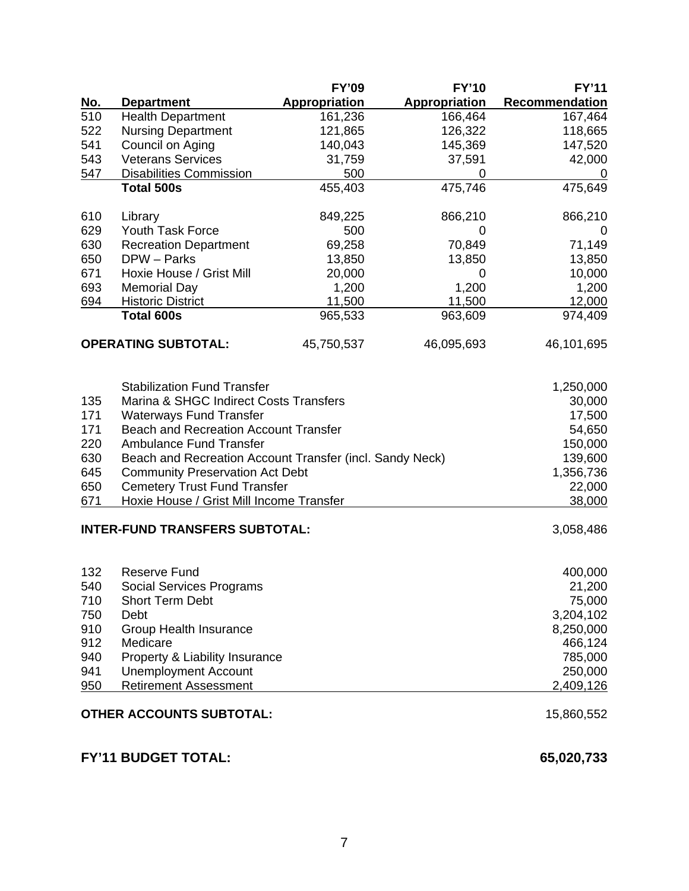| No. | Department | FY'09 Appropriation | FY'10 Appropriation | FY'11 Recommendation |
|---|---|---|---|---|
| 510 | Health Department | 161,236 | 166,464 | 167,464 |
| 522 | Nursing Department | 121,865 | 126,322 | 118,665 |
| 541 | Council on Aging | 140,043 | 145,369 | 147,520 |
| 543 | Veterans Services | 31,759 | 37,591 | 42,000 |
| 547 | Disabilities Commission | 500 | 0 | 0 |
| | **Total 500s** | 455,403 | 475,746 | 475,649 |
| 610 | Library | 849,225 | 866,210 | 866,210 |
| 629 | Youth Task Force | 500 | 0 | 0 |
| 630 | Recreation Department | 69,258 | 70,849 | 71,149 |
| 650 | DPW – Parks | 13,850 | 13,850 | 13,850 |
| 671 | Hoxie House / Grist Mill | 20,000 | 0 | 10,000 |
| 693 | Memorial Day | 1,200 | 1,200 | 1,200 |
| 694 | Historic District | 11,500 | 11,500 | 12,000 |
| | **Total 600s** | 965,533 | 963,609 | 974,409 |
| | **OPERATING SUBTOTAL:** | 45,750,537 | 46,095,693 | 46,101,695 |

| No. | Account | FY'11 Recommendation |
|---|---|---|
| | Stabilization Fund Transfer | 1,250,000 |
| 135 | Marina & SHGC Indirect Costs Transfers | 30,000 |
| 171 | Waterways Fund Transfer | 17,500 |
| 171 | Beach and Recreation Account Transfer | 54,650 |
| 220 | Ambulance Fund Transfer | 150,000 |
| 630 | Beach and Recreation Account Transfer (incl. Sandy Neck) | 139,600 |
| 645 | Community Preservation Act Debt | 1,356,736 |
| 650 | Cemetery Trust Fund Transfer | 22,000 |
| 671 | Hoxie House / Grist Mill Income Transfer | 38,000 |
| | **INTER-FUND TRANSFERS SUBTOTAL:** | 3,058,486 |

| No. | Account | FY'11 Recommendation |
|---|---|---|
| 132 | Reserve Fund | 400,000 |
| 540 | Social Services Programs | 21,200 |
| 710 | Short Term Debt | 75,000 |
| 750 | Debt | 3,204,102 |
| 910 | Group Health Insurance | 8,250,000 |
| 912 | Medicare | 466,124 |
| 940 | Property & Liability Insurance | 785,000 |
| 941 | Unemployment Account | 250,000 |
| 950 | Retirement Assessment | 2,409,126 |
| | **OTHER ACCOUNTS SUBTOTAL:** | 15,860,552 |

**FY'11 BUDGET TOTAL: 65,020,733**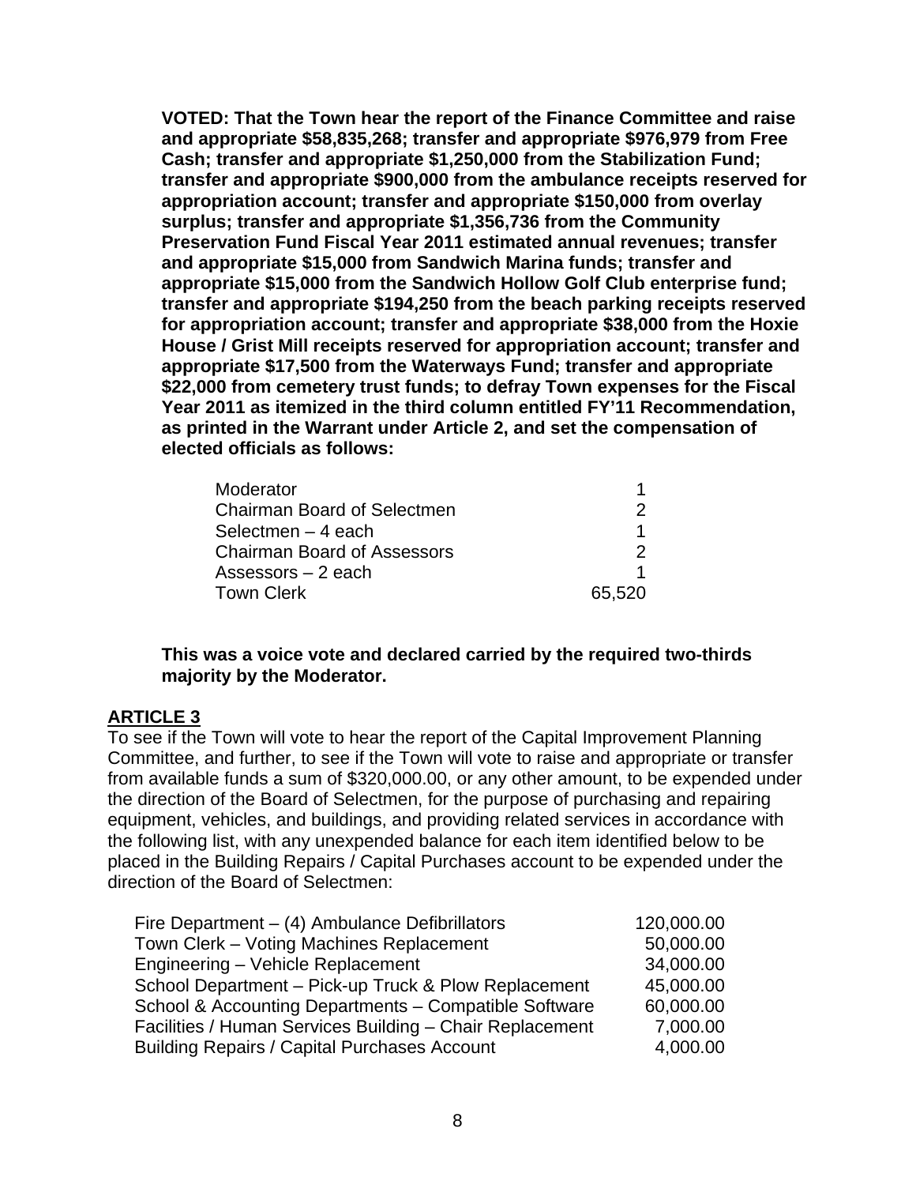**VOTED: That the Town hear the report of the Finance Committee and raise and appropriate $58,835,268; transfer and appropriate $976,979 from Free Cash; transfer and appropriate $1,250,000 from the Stabilization Fund; transfer and appropriate $900,000 from the ambulance receipts reserved for appropriation account; transfer and appropriate $150,000 from overlay surplus; transfer and appropriate $1,356,736 from the Community Preservation Fund Fiscal Year 2011 estimated annual revenues; transfer and appropriate $15,000 from Sandwich Marina funds; transfer and appropriate $15,000 from the Sandwich Hollow Golf Club enterprise fund; transfer and appropriate $194,250 from the beach parking receipts reserved for appropriation account; transfer and appropriate $38,000 from the Hoxie House / Grist Mill receipts reserved for appropriation account; transfer and appropriate $17,500 from the Waterways Fund; transfer and appropriate $22,000 from cemetery trust funds; to defray Town expenses for the Fiscal Year 2011 as itemized in the third column entitled FY'11 Recommendation, as printed in the Warrant under Article 2, and set the compensation of elected officials as follows:**

| | |
|---|---:|
| Moderator | 1 |
| Chairman Board of Selectmen | 2 |
| Selectmen – 4 each | 1 |
| Chairman Board of Assessors | 2 |
| Assessors – 2 each | 1 |
| Town Clerk | 65,520 |

**This was a voice vote and declared carried by the required two-thirds majority by the Moderator.**

## ARTICLE 3

To see if the Town will vote to hear the report of the Capital Improvement Planning Committee, and further, to see if the Town will vote to raise and appropriate or transfer from available funds a sum of $320,000.00, or any other amount, to be expended under the direction of the Board of Selectmen, for the purpose of purchasing and repairing equipment, vehicles, and buildings, and providing related services in accordance with the following list, with any unexpended balance for each item identified below to be placed in the Building Repairs / Capital Purchases account to be expended under the direction of the Board of Selectmen:

| | |
|---|---:|
| Fire Department – (4) Ambulance Defibrillators | 120,000.00 |
| Town Clerk – Voting Machines Replacement | 50,000.00 |
| Engineering – Vehicle Replacement | 34,000.00 |
| School Department – Pick-up Truck & Plow Replacement | 45,000.00 |
| School & Accounting Departments – Compatible Software | 60,000.00 |
| Facilities / Human Services Building – Chair Replacement | 7,000.00 |
| Building Repairs / Capital Purchases Account | 4,000.00 |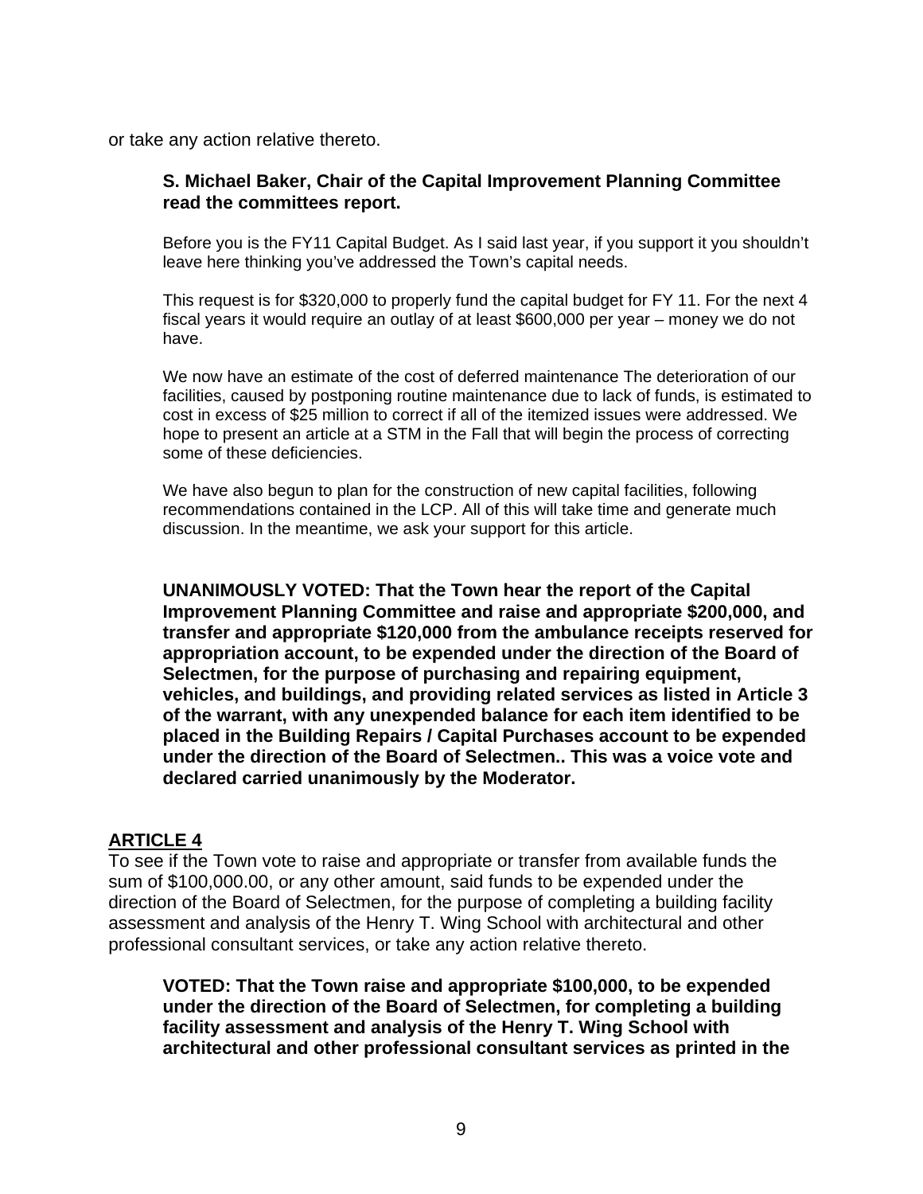or take any action relative thereto.

**S. Michael Baker, Chair of the Capital Improvement Planning Committee read the committees report.**

Before you is the FY11 Capital Budget. As I said last year, if you support it you shouldn't leave here thinking you've addressed the Town's capital needs.

This request is for $320,000 to properly fund the capital budget for FY 11. For the next 4 fiscal years it would require an outlay of at least $600,000 per year – money we do not have.

We now have an estimate of the cost of deferred maintenance The deterioration of our facilities, caused by postponing routine maintenance due to lack of funds, is estimated to cost in excess of $25 million to correct if all of the itemized issues were addressed. We hope to present an article at a STM in the Fall that will begin the process of correcting some of these deficiencies.

We have also begun to plan for the construction of new capital facilities, following recommendations contained in the LCP. All of this will take time and generate much discussion. In the meantime, we ask your support for this article.

**UNANIMOUSLY VOTED: That the Town hear the report of the Capital Improvement Planning Committee and raise and appropriate $200,000, and transfer and appropriate $120,000 from the ambulance receipts reserved for appropriation account, to be expended under the direction of the Board of Selectmen, for the purpose of purchasing and repairing equipment, vehicles, and buildings, and providing related services as listed in Article 3 of the warrant, with any unexpended balance for each item identified to be placed in the Building Repairs / Capital Purchases account to be expended under the direction of the Board of Selectmen.. This was a voice vote and declared carried unanimously by the Moderator.**

## ARTICLE 4

To see if the Town vote to raise and appropriate or transfer from available funds the sum of $100,000.00, or any other amount, said funds to be expended under the direction of the Board of Selectmen, for the purpose of completing a building facility assessment and analysis of the Henry T. Wing School with architectural and other professional consultant services, or take any action relative thereto.

**VOTED: That the Town raise and appropriate $100,000, to be expended under the direction of the Board of Selectmen, for completing a building facility assessment and analysis of the Henry T. Wing School with architectural and other professional consultant services as printed in the**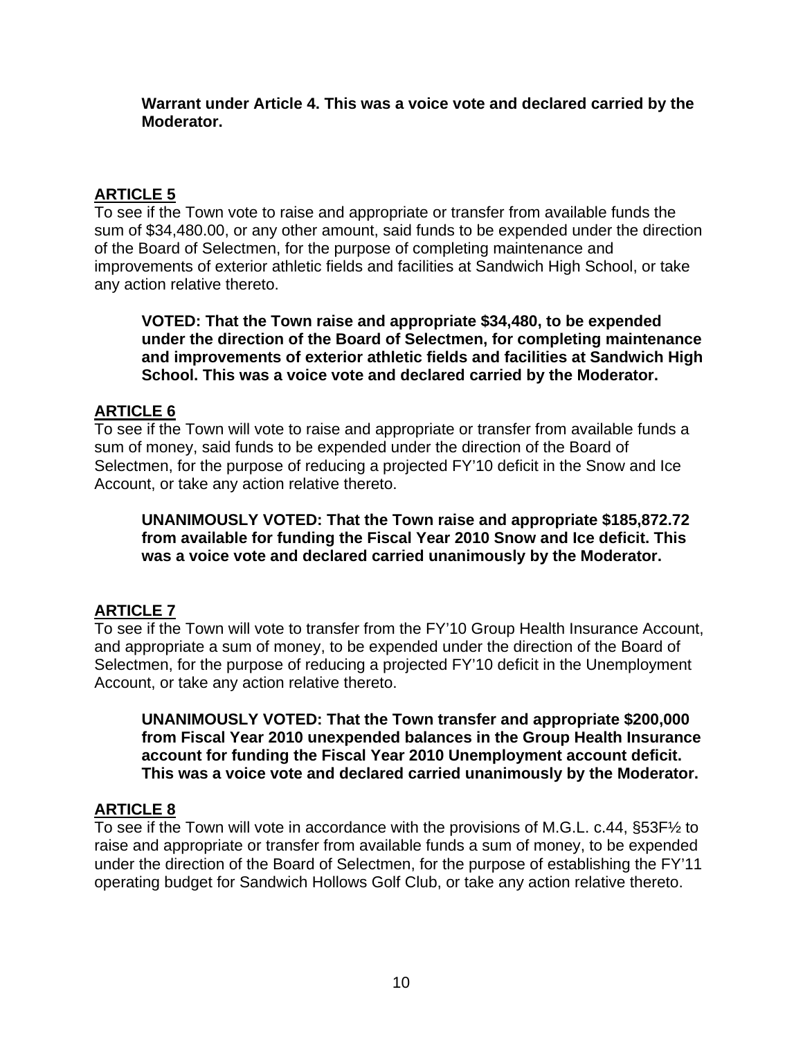**Warrant under Article 4. This was a voice vote and declared carried by the Moderator.**

## ARTICLE 5

To see if the Town vote to raise and appropriate or transfer from available funds the sum of $34,480.00, or any other amount, said funds to be expended under the direction of the Board of Selectmen, for the purpose of completing maintenance and improvements of exterior athletic fields and facilities at Sandwich High School, or take any action relative thereto.

**VOTED: That the Town raise and appropriate $34,480, to be expended under the direction of the Board of Selectmen, for completing maintenance and improvements of exterior athletic fields and facilities at Sandwich High School. This was a voice vote and declared carried by the Moderator.**

## ARTICLE 6

To see if the Town will vote to raise and appropriate or transfer from available funds a sum of money, said funds to be expended under the direction of the Board of Selectmen, for the purpose of reducing a projected FY'10 deficit in the Snow and Ice Account, or take any action relative thereto.

**UNANIMOUSLY VOTED: That the Town raise and appropriate $185,872.72 from available for funding the Fiscal Year 2010 Snow and Ice deficit. This was a voice vote and declared carried unanimously by the Moderator.**

## ARTICLE 7

To see if the Town will vote to transfer from the FY'10 Group Health Insurance Account, and appropriate a sum of money, to be expended under the direction of the Board of Selectmen, for the purpose of reducing a projected FY'10 deficit in the Unemployment Account, or take any action relative thereto.

**UNANIMOUSLY VOTED: That the Town transfer and appropriate $200,000 from Fiscal Year 2010 unexpended balances in the Group Health Insurance account for funding the Fiscal Year 2010 Unemployment account deficit. This was a voice vote and declared carried unanimously by the Moderator.**

## ARTICLE 8

To see if the Town will vote in accordance with the provisions of M.G.L. c.44, §53F½ to raise and appropriate or transfer from available funds a sum of money, to be expended under the direction of the Board of Selectmen, for the purpose of establishing the FY'11 operating budget for Sandwich Hollows Golf Club, or take any action relative thereto.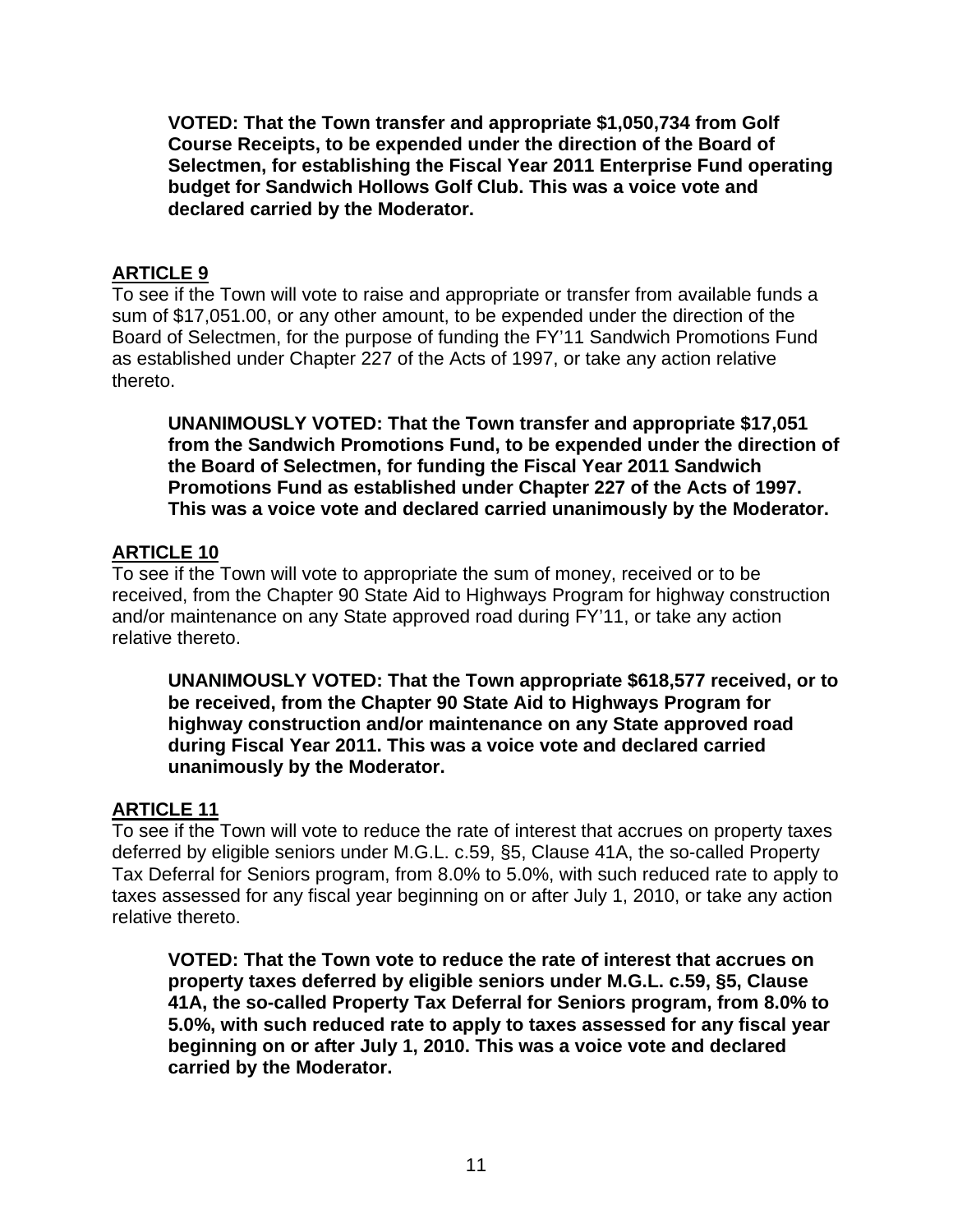**VOTED: That the Town transfer and appropriate $1,050,734 from Golf Course Receipts, to be expended under the direction of the Board of Selectmen, for establishing the Fiscal Year 2011 Enterprise Fund operating budget for Sandwich Hollows Golf Club. This was a voice vote and declared carried by the Moderator.**

## ARTICLE 9

To see if the Town will vote to raise and appropriate or transfer from available funds a sum of $17,051.00, or any other amount, to be expended under the direction of the Board of Selectmen, for the purpose of funding the FY'11 Sandwich Promotions Fund as established under Chapter 227 of the Acts of 1997, or take any action relative thereto.

**UNANIMOUSLY VOTED: That the Town transfer and appropriate $17,051 from the Sandwich Promotions Fund, to be expended under the direction of the Board of Selectmen, for funding the Fiscal Year 2011 Sandwich Promotions Fund as established under Chapter 227 of the Acts of 1997. This was a voice vote and declared carried unanimously by the Moderator.**

## ARTICLE 10

To see if the Town will vote to appropriate the sum of money, received or to be received, from the Chapter 90 State Aid to Highways Program for highway construction and/or maintenance on any State approved road during FY'11, or take any action relative thereto.

**UNANIMOUSLY VOTED: That the Town appropriate $618,577 received, or to be received, from the Chapter 90 State Aid to Highways Program for highway construction and/or maintenance on any State approved road during Fiscal Year 2011. This was a voice vote and declared carried unanimously by the Moderator.**

## ARTICLE 11

To see if the Town will vote to reduce the rate of interest that accrues on property taxes deferred by eligible seniors under M.G.L. c.59, §5, Clause 41A, the so-called Property Tax Deferral for Seniors program, from 8.0% to 5.0%, with such reduced rate to apply to taxes assessed for any fiscal year beginning on or after July 1, 2010, or take any action relative thereto.

**VOTED: That the Town vote to reduce the rate of interest that accrues on property taxes deferred by eligible seniors under M.G.L. c.59, §5, Clause 41A, the so-called Property Tax Deferral for Seniors program, from 8.0% to 5.0%, with such reduced rate to apply to taxes assessed for any fiscal year beginning on or after July 1, 2010. This was a voice vote and declared carried by the Moderator.**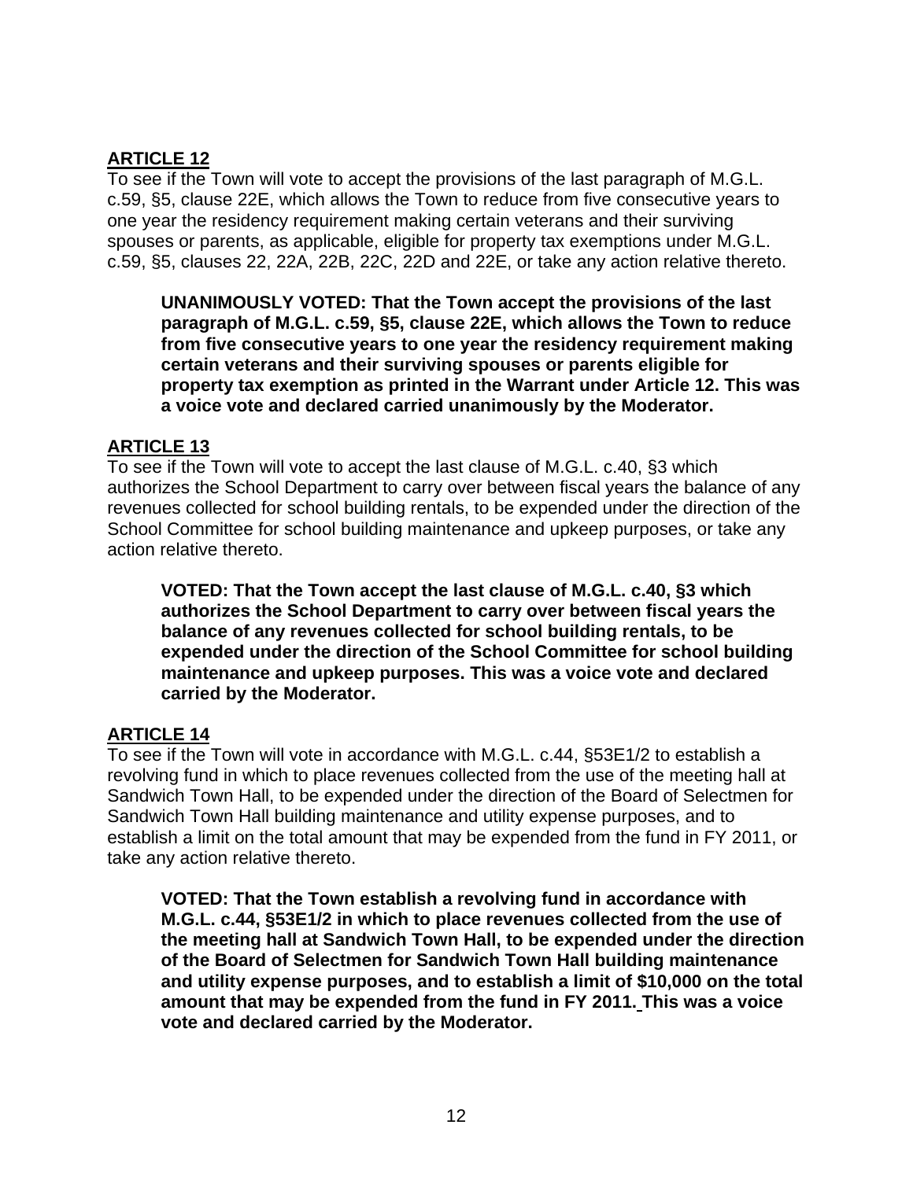**ARTICLE 12**

To see if the Town will vote to accept the provisions of the last paragraph of M.G.L. c.59, §5, clause 22E, which allows the Town to reduce from five consecutive years to one year the residency requirement making certain veterans and their surviving spouses or parents, as applicable, eligible for property tax exemptions under M.G.L. c.59, §5, clauses 22, 22A, 22B, 22C, 22D and 22E, or take any action relative thereto.

> **UNANIMOUSLY VOTED: That the Town accept the provisions of the last paragraph of M.G.L. c.59, §5, clause 22E, which allows the Town to reduce from five consecutive years to one year the residency requirement making certain veterans and their surviving spouses or parents eligible for property tax exemption as printed in the Warrant under Article 12. This was a voice vote and declared carried unanimously by the Moderator.**

**ARTICLE 13**

To see if the Town will vote to accept the last clause of M.G.L. c.40, §3 which authorizes the School Department to carry over between fiscal years the balance of any revenues collected for school building rentals, to be expended under the direction of the School Committee for school building maintenance and upkeep purposes, or take any action relative thereto.

> **VOTED: That the Town accept the last clause of M.G.L. c.40, §3 which authorizes the School Department to carry over between fiscal years the balance of any revenues collected for school building rentals, to be expended under the direction of the School Committee for school building maintenance and upkeep purposes. This was a voice vote and declared carried by the Moderator.**

**ARTICLE 14**

To see if the Town will vote in accordance with M.G.L. c.44, §53E1/2 to establish a revolving fund in which to place revenues collected from the use of the meeting hall at Sandwich Town Hall, to be expended under the direction of the Board of Selectmen for Sandwich Town Hall building maintenance and utility expense purposes, and to establish a limit on the total amount that may be expended from the fund in FY 2011, or take any action relative thereto.

> **VOTED: That the Town establish a revolving fund in accordance with M.G.L. c.44, §53E1/2 in which to place revenues collected from the use of the meeting hall at Sandwich Town Hall, to be expended under the direction of the Board of Selectmen for Sandwich Town Hall building maintenance and utility expense purposes, and to establish a limit of $10,000 on the total amount that may be expended from the fund in FY 2011. This was a voice vote and declared carried by the Moderator.**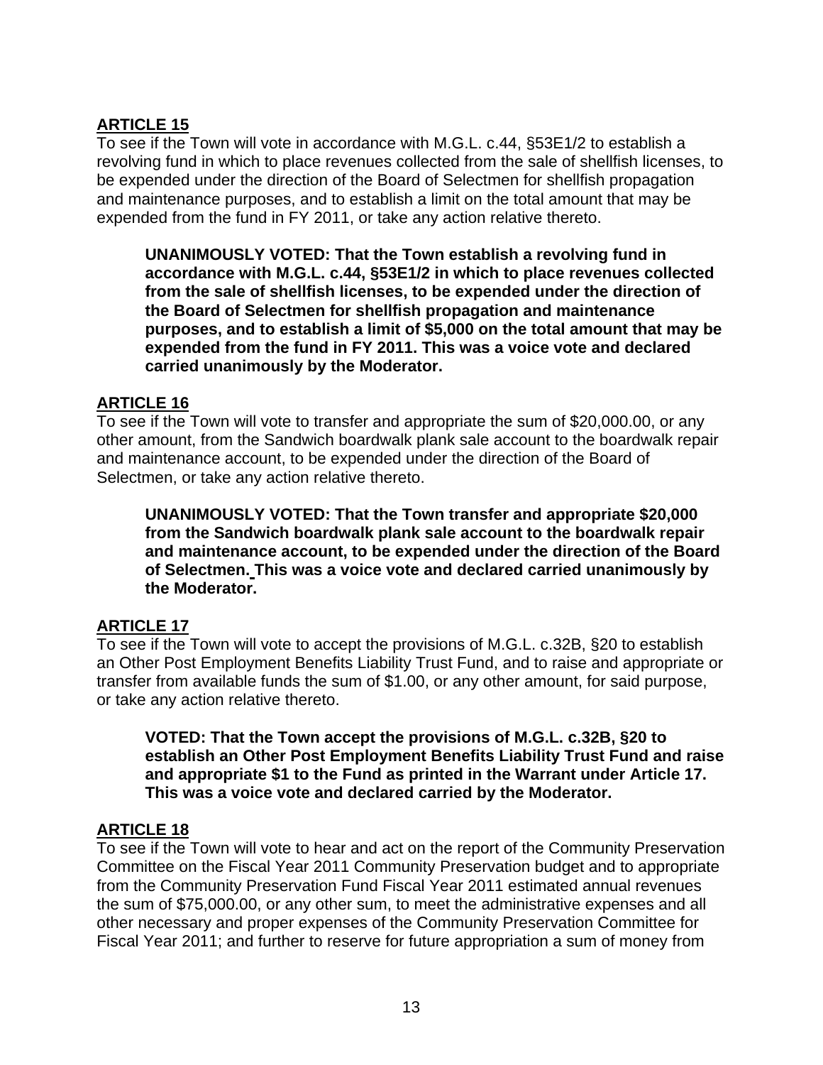**ARTICLE 15**

To see if the Town will vote in accordance with M.G.L. c.44, §53E1/2 to establish a revolving fund in which to place revenues collected from the sale of shellfish licenses, to be expended under the direction of the Board of Selectmen for shellfish propagation and maintenance purposes, and to establish a limit on the total amount that may be expended from the fund in FY 2011, or take any action relative thereto.

> **UNANIMOUSLY VOTED: That the Town establish a revolving fund in accordance with M.G.L. c.44, §53E1/2 in which to place revenues collected from the sale of shellfish licenses, to be expended under the direction of the Board of Selectmen for shellfish propagation and maintenance purposes, and to establish a limit of $5,000 on the total amount that may be expended from the fund in FY 2011. This was a voice vote and declared carried unanimously by the Moderator.**

**ARTICLE 16**

To see if the Town will vote to transfer and appropriate the sum of $20,000.00, or any other amount, from the Sandwich boardwalk plank sale account to the boardwalk repair and maintenance account, to be expended under the direction of the Board of Selectmen, or take any action relative thereto.

> **UNANIMOUSLY VOTED: That the Town transfer and appropriate $20,000 from the Sandwich boardwalk plank sale account to the boardwalk repair and maintenance account, to be expended under the direction of the Board of Selectmen. This was a voice vote and declared carried unanimously by the Moderator.**

**ARTICLE 17**

To see if the Town will vote to accept the provisions of M.G.L. c.32B, §20 to establish an Other Post Employment Benefits Liability Trust Fund, and to raise and appropriate or transfer from available funds the sum of $1.00, or any other amount, for said purpose, or take any action relative thereto.

> **VOTED: That the Town accept the provisions of M.G.L. c.32B, §20 to establish an Other Post Employment Benefits Liability Trust Fund and raise and appropriate $1 to the Fund as printed in the Warrant under Article 17. This was a voice vote and declared carried by the Moderator.**

**ARTICLE 18**

To see if the Town will vote to hear and act on the report of the Community Preservation Committee on the Fiscal Year 2011 Community Preservation budget and to appropriate from the Community Preservation Fund Fiscal Year 2011 estimated annual revenues the sum of $75,000.00, or any other sum, to meet the administrative expenses and all other necessary and proper expenses of the Community Preservation Committee for Fiscal Year 2011; and further to reserve for future appropriation a sum of money from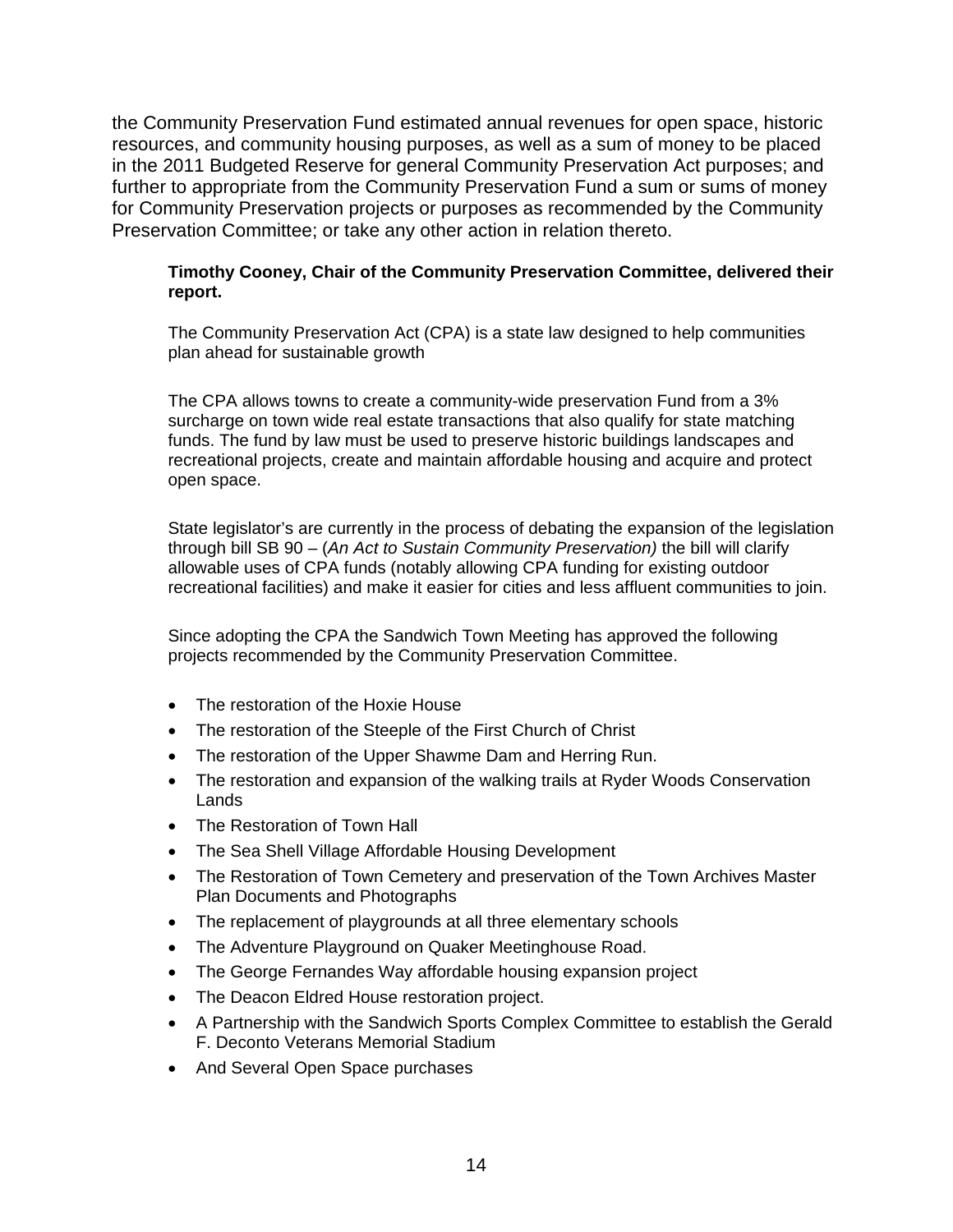the Community Preservation Fund estimated annual revenues for open space, historic resources, and community housing purposes, as well as a sum of money to be placed in the 2011 Budgeted Reserve for general Community Preservation Act purposes; and further to appropriate from the Community Preservation Fund a sum or sums of money for Community Preservation projects or purposes as recommended by the Community Preservation Committee; or take any other action in relation thereto.

**Timothy Cooney, Chair of the Community Preservation Committee, delivered their report.**

The Community Preservation Act (CPA) is a state law designed to help communities plan ahead for sustainable growth

The CPA allows towns to create a community-wide preservation Fund from a 3% surcharge on town wide real estate transactions that also qualify for state matching funds. The fund by law must be used to preserve historic buildings landscapes and recreational projects, create and maintain affordable housing and acquire and protect open space.

State legislator's are currently in the process of debating the expansion of the legislation through bill SB 90 – (*An Act to Sustain Community Preservation)* the bill will clarify allowable uses of CPA funds (notably allowing CPA funding for existing outdoor recreational facilities) and make it easier for cities and less affluent communities to join.

Since adopting the CPA the Sandwich Town Meeting has approved the following projects recommended by the Community Preservation Committee.

- The restoration of the Hoxie House
- The restoration of the Steeple of the First Church of Christ
- The restoration of the Upper Shawme Dam and Herring Run.
- The restoration and expansion of the walking trails at Ryder Woods Conservation Lands
- The Restoration of Town Hall
- The Sea Shell Village Affordable Housing Development
- The Restoration of Town Cemetery and preservation of the Town Archives Master Plan Documents and Photographs
- The replacement of playgrounds at all three elementary schools
- The Adventure Playground on Quaker Meetinghouse Road.
- The George Fernandes Way affordable housing expansion project
- The Deacon Eldred House restoration project.
- A Partnership with the Sandwich Sports Complex Committee to establish the Gerald F. Deconto Veterans Memorial Stadium
- And Several Open Space purchases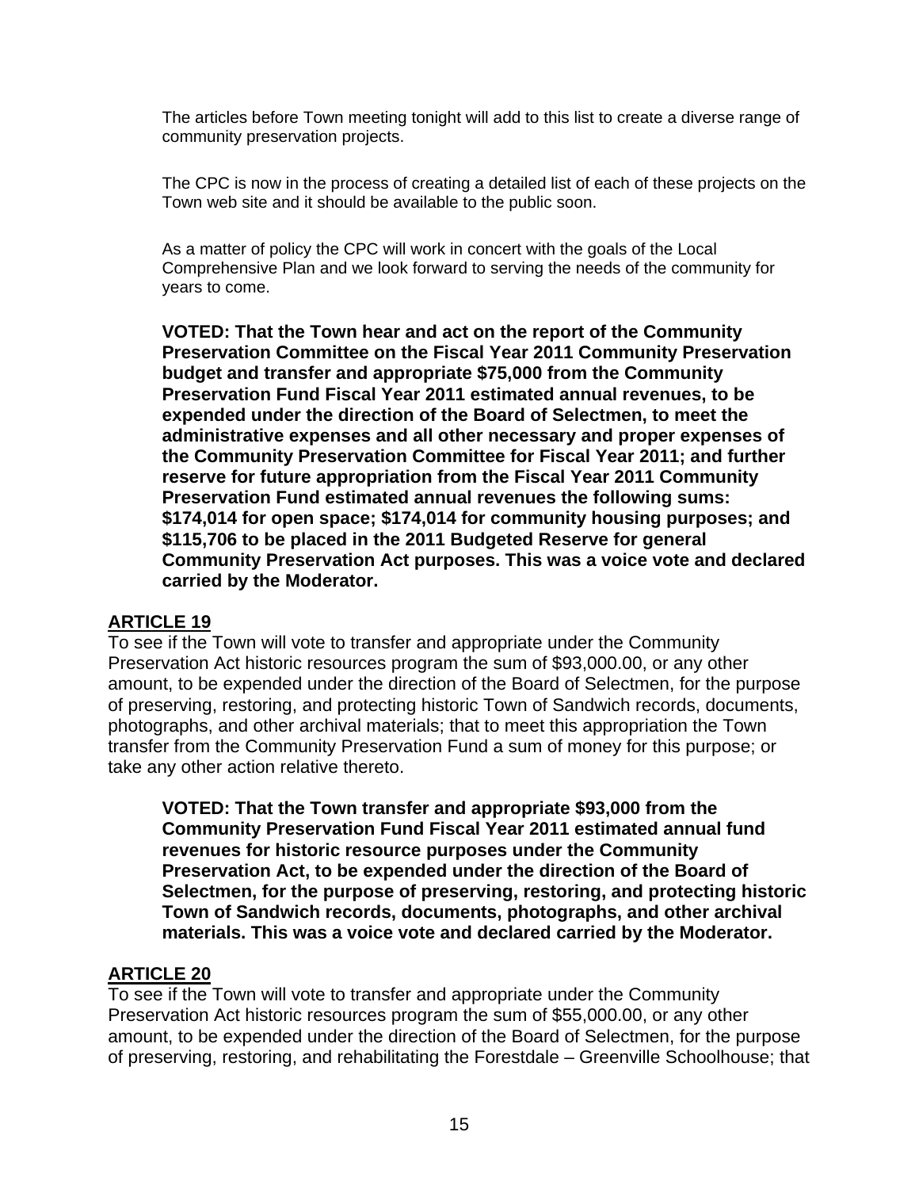The articles before Town meeting tonight will add to this list to create a diverse range of community preservation projects.

The CPC is now in the process of creating a detailed list of each of these projects on the Town web site and it should be available to the public soon.

As a matter of policy the CPC will work in concert with the goals of the Local Comprehensive Plan and we look forward to serving the needs of the community for years to come.

**VOTED: That the Town hear and act on the report of the Community Preservation Committee on the Fiscal Year 2011 Community Preservation budget and transfer and appropriate $75,000 from the Community Preservation Fund Fiscal Year 2011 estimated annual revenues, to be expended under the direction of the Board of Selectmen, to meet the administrative expenses and all other necessary and proper expenses of the Community Preservation Committee for Fiscal Year 2011; and further reserve for future appropriation from the Fiscal Year 2011 Community Preservation Fund estimated annual revenues the following sums: $174,014 for open space; $174,014 for community housing purposes; and $115,706 to be placed in the 2011 Budgeted Reserve for general Community Preservation Act purposes. This was a voice vote and declared carried by the Moderator.**

## ARTICLE 19

To see if the Town will vote to transfer and appropriate under the Community Preservation Act historic resources program the sum of $93,000.00, or any other amount, to be expended under the direction of the Board of Selectmen, for the purpose of preserving, restoring, and protecting historic Town of Sandwich records, documents, photographs, and other archival materials; that to meet this appropriation the Town transfer from the Community Preservation Fund a sum of money for this purpose; or take any other action relative thereto.

**VOTED: That the Town transfer and appropriate $93,000 from the Community Preservation Fund Fiscal Year 2011 estimated annual fund revenues for historic resource purposes under the Community Preservation Act, to be expended under the direction of the Board of Selectmen, for the purpose of preserving, restoring, and protecting historic Town of Sandwich records, documents, photographs, and other archival materials. This was a voice vote and declared carried by the Moderator.**

## ARTICLE 20

To see if the Town will vote to transfer and appropriate under the Community Preservation Act historic resources program the sum of $55,000.00, or any other amount, to be expended under the direction of the Board of Selectmen, for the purpose of preserving, restoring, and rehabilitating the Forestdale – Greenville Schoolhouse; that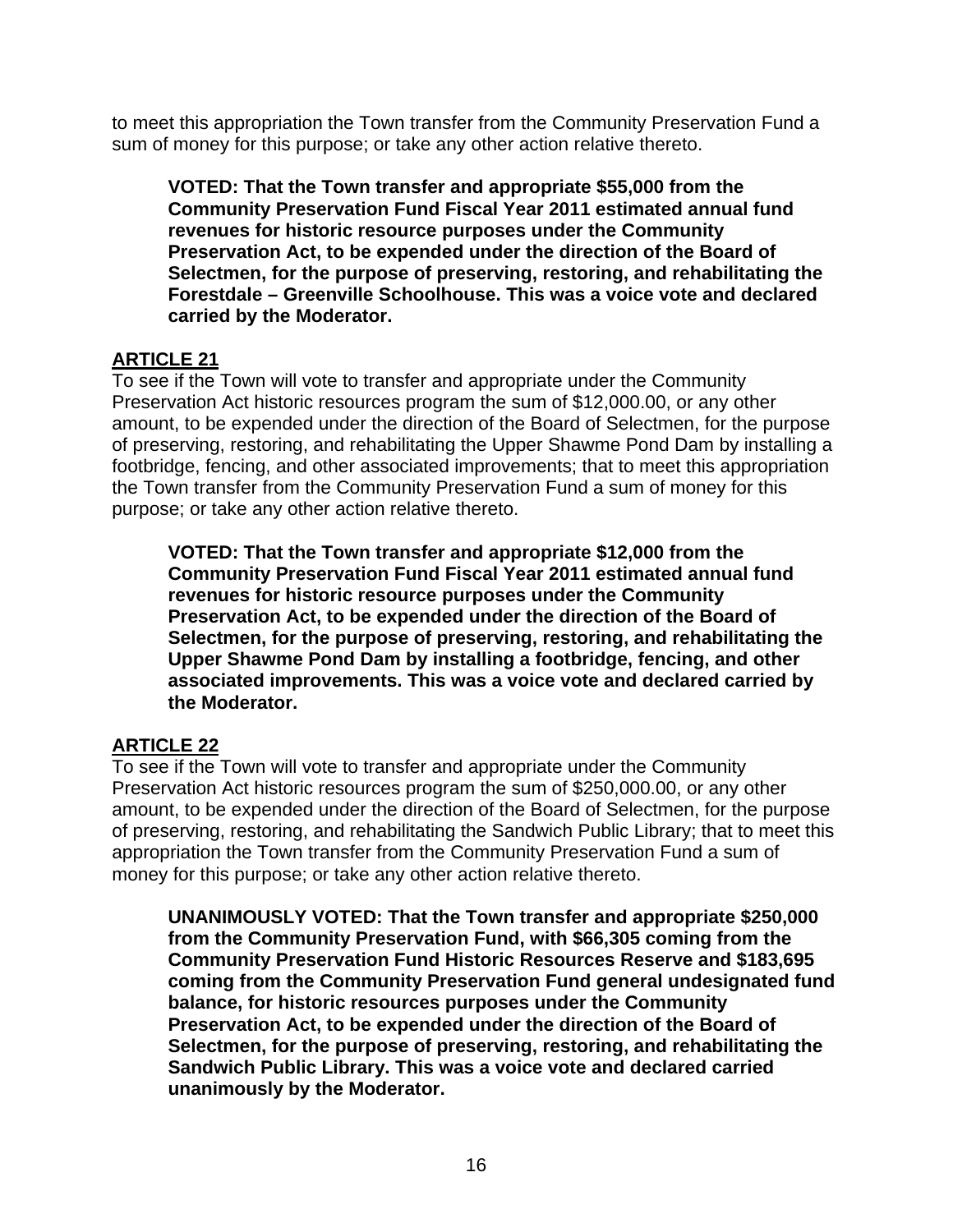to meet this appropriation the Town transfer from the Community Preservation Fund a sum of money for this purpose; or take any other action relative thereto.

> **VOTED: That the Town transfer and appropriate $55,000 from the Community Preservation Fund Fiscal Year 2011 estimated annual fund revenues for historic resource purposes under the Community Preservation Act, to be expended under the direction of the Board of Selectmen, for the purpose of preserving, restoring, and rehabilitating the Forestdale – Greenville Schoolhouse. This was a voice vote and declared carried by the Moderator.**

## ARTICLE 21

To see if the Town will vote to transfer and appropriate under the Community Preservation Act historic resources program the sum of $12,000.00, or any other amount, to be expended under the direction of the Board of Selectmen, for the purpose of preserving, restoring, and rehabilitating the Upper Shawme Pond Dam by installing a footbridge, fencing, and other associated improvements; that to meet this appropriation the Town transfer from the Community Preservation Fund a sum of money for this purpose; or take any other action relative thereto.

> **VOTED: That the Town transfer and appropriate $12,000 from the Community Preservation Fund Fiscal Year 2011 estimated annual fund revenues for historic resource purposes under the Community Preservation Act, to be expended under the direction of the Board of Selectmen, for the purpose of preserving, restoring, and rehabilitating the Upper Shawme Pond Dam by installing a footbridge, fencing, and other associated improvements. This was a voice vote and declared carried by the Moderator.**

## ARTICLE 22

To see if the Town will vote to transfer and appropriate under the Community Preservation Act historic resources program the sum of $250,000.00, or any other amount, to be expended under the direction of the Board of Selectmen, for the purpose of preserving, restoring, and rehabilitating the Sandwich Public Library; that to meet this appropriation the Town transfer from the Community Preservation Fund a sum of money for this purpose; or take any other action relative thereto.

> **UNANIMOUSLY VOTED: That the Town transfer and appropriate $250,000 from the Community Preservation Fund, with $66,305 coming from the Community Preservation Fund Historic Resources Reserve and $183,695 coming from the Community Preservation Fund general undesignated fund balance, for historic resources purposes under the Community Preservation Act, to be expended under the direction of the Board of Selectmen, for the purpose of preserving, restoring, and rehabilitating the Sandwich Public Library. This was a voice vote and declared carried unanimously by the Moderator.**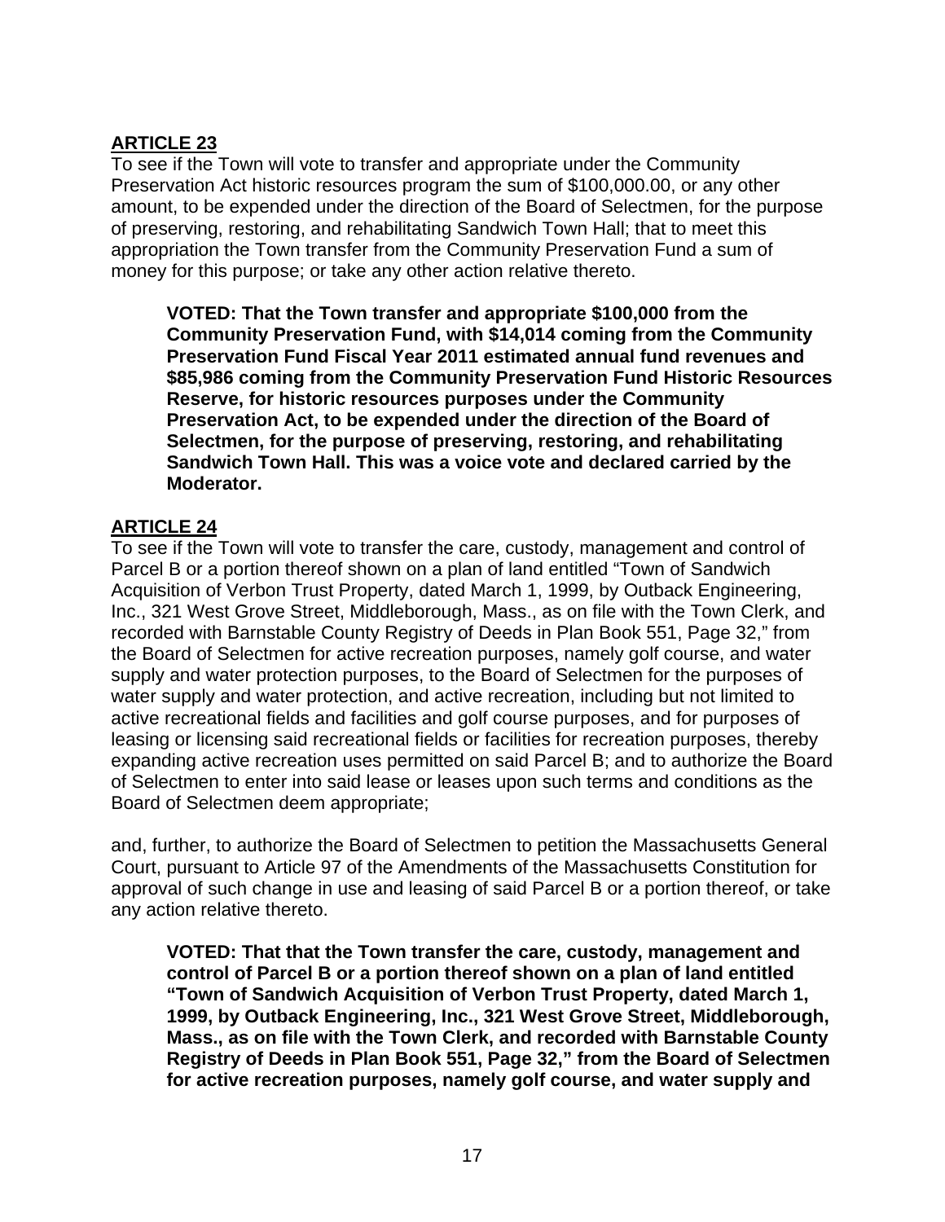**ARTICLE 23**

To see if the Town will vote to transfer and appropriate under the Community Preservation Act historic resources program the sum of $100,000.00, or any other amount, to be expended under the direction of the Board of Selectmen, for the purpose of preserving, restoring, and rehabilitating Sandwich Town Hall; that to meet this appropriation the Town transfer from the Community Preservation Fund a sum of money for this purpose; or take any other action relative thereto.

> **VOTED: That the Town transfer and appropriate $100,000 from the Community Preservation Fund, with $14,014 coming from the Community Preservation Fund Fiscal Year 2011 estimated annual fund revenues and $85,986 coming from the Community Preservation Fund Historic Resources Reserve, for historic resources purposes under the Community Preservation Act, to be expended under the direction of the Board of Selectmen, for the purpose of preserving, restoring, and rehabilitating Sandwich Town Hall. This was a voice vote and declared carried by the Moderator.**

**ARTICLE 24**

To see if the Town will vote to transfer the care, custody, management and control of Parcel B or a portion thereof shown on a plan of land entitled "Town of Sandwich Acquisition of Verbon Trust Property, dated March 1, 1999, by Outback Engineering, Inc., 321 West Grove Street, Middleborough, Mass., as on file with the Town Clerk, and recorded with Barnstable County Registry of Deeds in Plan Book 551, Page 32," from the Board of Selectmen for active recreation purposes, namely golf course, and water supply and water protection purposes, to the Board of Selectmen for the purposes of water supply and water protection, and active recreation, including but not limited to active recreational fields and facilities and golf course purposes, and for purposes of leasing or licensing said recreational fields or facilities for recreation purposes, thereby expanding active recreation uses permitted on said Parcel B; and to authorize the Board of Selectmen to enter into said lease or leases upon such terms and conditions as the Board of Selectmen deem appropriate;

and, further, to authorize the Board of Selectmen to petition the Massachusetts General Court, pursuant to Article 97 of the Amendments of the Massachusetts Constitution for approval of such change in use and leasing of said Parcel B or a portion thereof, or take any action relative thereto.

> **VOTED: That that the Town transfer the care, custody, management and control of Parcel B or a portion thereof shown on a plan of land entitled "Town of Sandwich Acquisition of Verbon Trust Property, dated March 1, 1999, by Outback Engineering, Inc., 321 West Grove Street, Middleborough, Mass., as on file with the Town Clerk, and recorded with Barnstable County Registry of Deeds in Plan Book 551, Page 32," from the Board of Selectmen for active recreation purposes, namely golf course, and water supply and**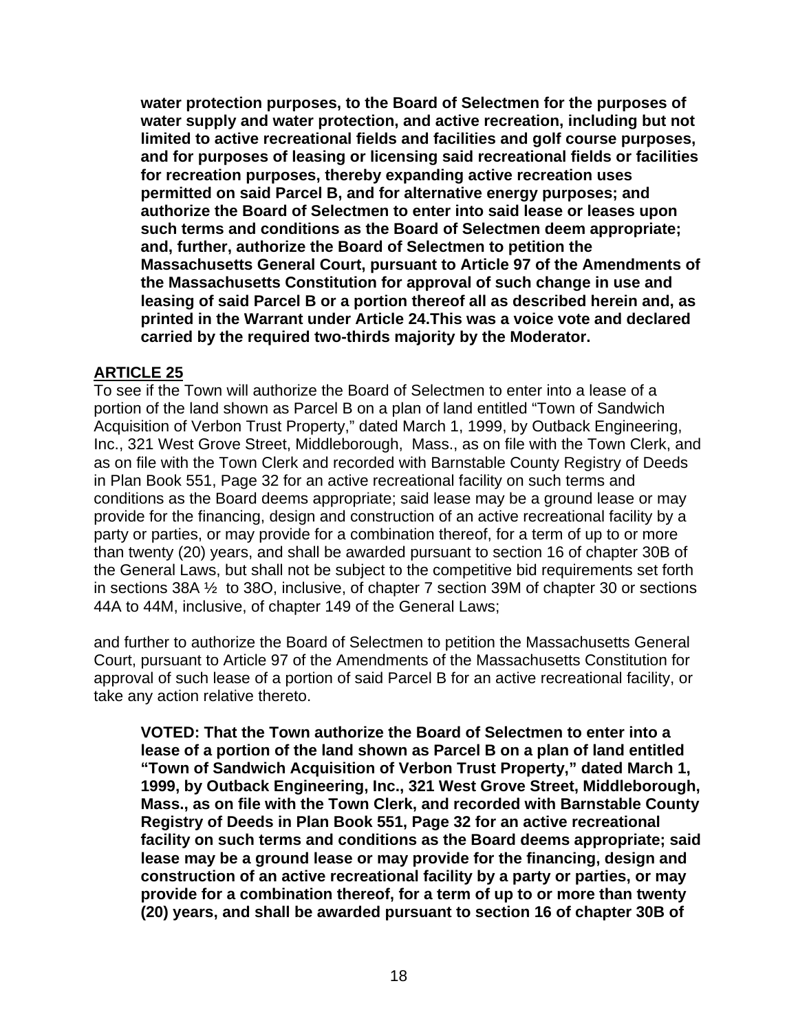**water protection purposes, to the Board of Selectmen for the purposes of water supply and water protection, and active recreation, including but not limited to active recreational fields and facilities and golf course purposes, and for purposes of leasing or licensing said recreational fields or facilities for recreation purposes, thereby expanding active recreation uses permitted on said Parcel B, and for alternative energy purposes; and authorize the Board of Selectmen to enter into said lease or leases upon such terms and conditions as the Board of Selectmen deem appropriate; and, further, authorize the Board of Selectmen to petition the Massachusetts General Court, pursuant to Article 97 of the Amendments of the Massachusetts Constitution for approval of such change in use and leasing of said Parcel B or a portion thereof all as described herein and, as printed in the Warrant under Article 24.This was a voice vote and declared carried by the required two-thirds majority by the Moderator.**

## ARTICLE 25

To see if the Town will authorize the Board of Selectmen to enter into a lease of a portion of the land shown as Parcel B on a plan of land entitled "Town of Sandwich Acquisition of Verbon Trust Property," dated March 1, 1999, by Outback Engineering, Inc., 321 West Grove Street, Middleborough, Mass., as on file with the Town Clerk, and as on file with the Town Clerk and recorded with Barnstable County Registry of Deeds in Plan Book 551, Page 32 for an active recreational facility on such terms and conditions as the Board deems appropriate; said lease may be a ground lease or may provide for the financing, design and construction of an active recreational facility by a party or parties, or may provide for a combination thereof, for a term of up to or more than twenty (20) years, and shall be awarded pursuant to section 16 of chapter 30B of the General Laws, but shall not be subject to the competitive bid requirements set forth in sections 38A ½ to 38O, inclusive, of chapter 7 section 39M of chapter 30 or sections 44A to 44M, inclusive, of chapter 149 of the General Laws;

and further to authorize the Board of Selectmen to petition the Massachusetts General Court, pursuant to Article 97 of the Amendments of the Massachusetts Constitution for approval of such lease of a portion of said Parcel B for an active recreational facility, or take any action relative thereto.

**VOTED: That the Town authorize the Board of Selectmen to enter into a lease of a portion of the land shown as Parcel B on a plan of land entitled "Town of Sandwich Acquisition of Verbon Trust Property," dated March 1, 1999, by Outback Engineering, Inc., 321 West Grove Street, Middleborough, Mass., as on file with the Town Clerk, and recorded with Barnstable County Registry of Deeds in Plan Book 551, Page 32 for an active recreational facility on such terms and conditions as the Board deems appropriate; said lease may be a ground lease or may provide for the financing, design and construction of an active recreational facility by a party or parties, or may provide for a combination thereof, for a term of up to or more than twenty (20) years, and shall be awarded pursuant to section 16 of chapter 30B of**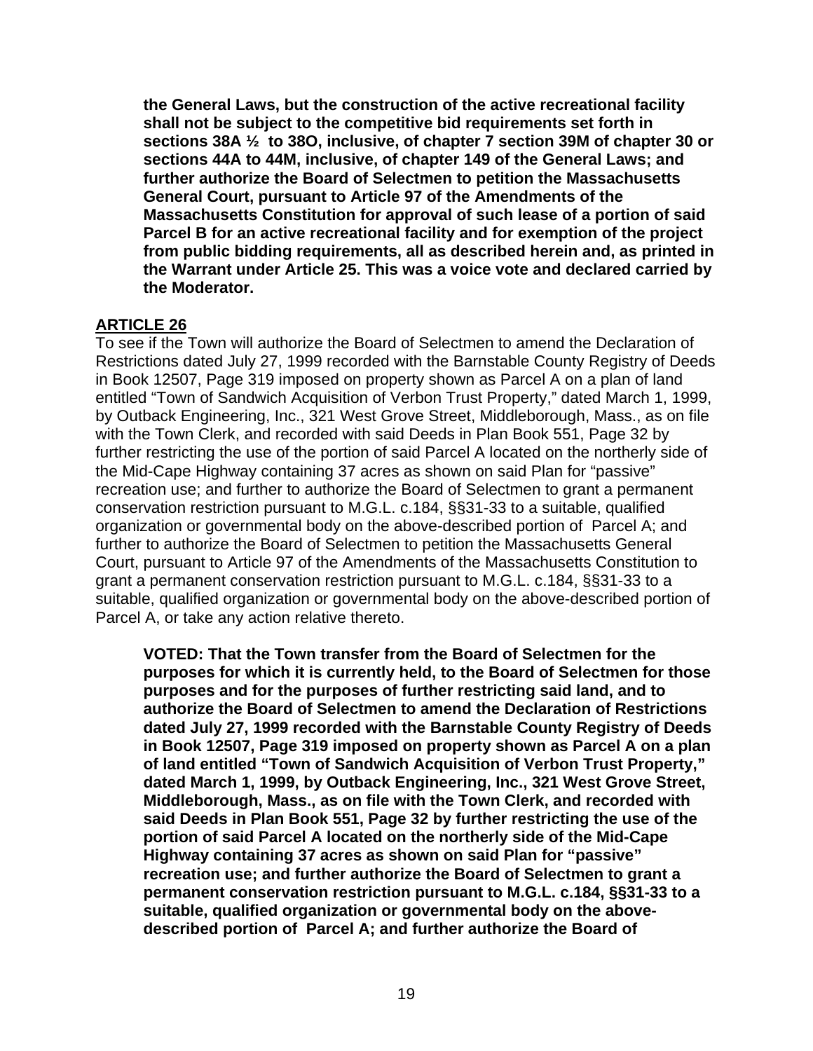**the General Laws, but the construction of the active recreational facility shall not be subject to the competitive bid requirements set forth in sections 38A ½ to 38O, inclusive, of chapter 7 section 39M of chapter 30 or sections 44A to 44M, inclusive, of chapter 149 of the General Laws; and further authorize the Board of Selectmen to petition the Massachusetts General Court, pursuant to Article 97 of the Amendments of the Massachusetts Constitution for approval of such lease of a portion of said Parcel B for an active recreational facility and for exemption of the project from public bidding requirements, all as described herein and, as printed in the Warrant under Article 25. This was a voice vote and declared carried by the Moderator.**

**ARTICLE 26**

To see if the Town will authorize the Board of Selectmen to amend the Declaration of Restrictions dated July 27, 1999 recorded with the Barnstable County Registry of Deeds in Book 12507, Page 319 imposed on property shown as Parcel A on a plan of land entitled "Town of Sandwich Acquisition of Verbon Trust Property," dated March 1, 1999, by Outback Engineering, Inc., 321 West Grove Street, Middleborough, Mass., as on file with the Town Clerk, and recorded with said Deeds in Plan Book 551, Page 32 by further restricting the use of the portion of said Parcel A located on the northerly side of the Mid-Cape Highway containing 37 acres as shown on said Plan for "passive" recreation use; and further to authorize the Board of Selectmen to grant a permanent conservation restriction pursuant to M.G.L. c.184, §§31-33 to a suitable, qualified organization or governmental body on the above-described portion of Parcel A; and further to authorize the Board of Selectmen to petition the Massachusetts General Court, pursuant to Article 97 of the Amendments of the Massachusetts Constitution to grant a permanent conservation restriction pursuant to M.G.L. c.184, §§31-33 to a suitable, qualified organization or governmental body on the above-described portion of Parcel A, or take any action relative thereto.

**VOTED: That the Town transfer from the Board of Selectmen for the purposes for which it is currently held, to the Board of Selectmen for those purposes and for the purposes of further restricting said land, and to authorize the Board of Selectmen to amend the Declaration of Restrictions dated July 27, 1999 recorded with the Barnstable County Registry of Deeds in Book 12507, Page 319 imposed on property shown as Parcel A on a plan of land entitled "Town of Sandwich Acquisition of Verbon Trust Property," dated March 1, 1999, by Outback Engineering, Inc., 321 West Grove Street, Middleborough, Mass., as on file with the Town Clerk, and recorded with said Deeds in Plan Book 551, Page 32 by further restricting the use of the portion of said Parcel A located on the northerly side of the Mid-Cape Highway containing 37 acres as shown on said Plan for "passive" recreation use; and further authorize the Board of Selectmen to grant a permanent conservation restriction pursuant to M.G.L. c.184, §§31-33 to a suitable, qualified organization or governmental body on the above-described portion of Parcel A; and further authorize the Board of**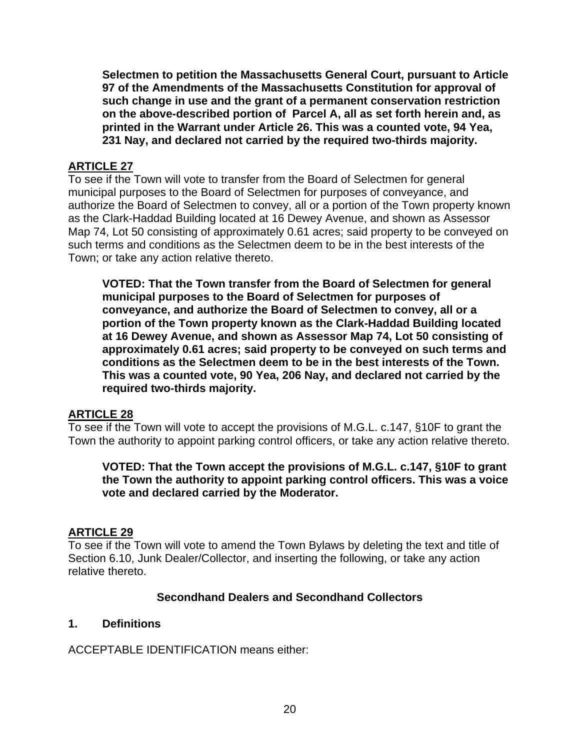**Selectmen to petition the Massachusetts General Court, pursuant to Article 97 of the Amendments of the Massachusetts Constitution for approval of such change in use and the grant of a permanent conservation restriction on the above-described portion of Parcel A, all as set forth herein and, as printed in the Warrant under Article 26. This was a counted vote, 94 Yea, 231 Nay, and declared not carried by the required two-thirds majority.**

## ARTICLE 27

To see if the Town will vote to transfer from the Board of Selectmen for general municipal purposes to the Board of Selectmen for purposes of conveyance, and authorize the Board of Selectmen to convey, all or a portion of the Town property known as the Clark-Haddad Building located at 16 Dewey Avenue, and shown as Assessor Map 74, Lot 50 consisting of approximately 0.61 acres; said property to be conveyed on such terms and conditions as the Selectmen deem to be in the best interests of the Town; or take any action relative thereto.

**VOTED: That the Town transfer from the Board of Selectmen for general municipal purposes to the Board of Selectmen for purposes of conveyance, and authorize the Board of Selectmen to convey, all or a portion of the Town property known as the Clark-Haddad Building located at 16 Dewey Avenue, and shown as Assessor Map 74, Lot 50 consisting of approximately 0.61 acres; said property to be conveyed on such terms and conditions as the Selectmen deem to be in the best interests of the Town. This was a counted vote, 90 Yea, 206 Nay, and declared not carried by the required two-thirds majority.**

## ARTICLE 28

To see if the Town will vote to accept the provisions of M.G.L. c.147, §10F to grant the Town the authority to appoint parking control officers, or take any action relative thereto.

**VOTED: That the Town accept the provisions of M.G.L. c.147, §10F to grant the Town the authority to appoint parking control officers. This was a voice vote and declared carried by the Moderator.**

## ARTICLE 29

To see if the Town will vote to amend the Town Bylaws by deleting the text and title of Section 6.10, Junk Dealer/Collector, and inserting the following, or take any action relative thereto.

### Secondhand Dealers and Secondhand Collectors

**1. Definitions**

ACCEPTABLE IDENTIFICATION means either: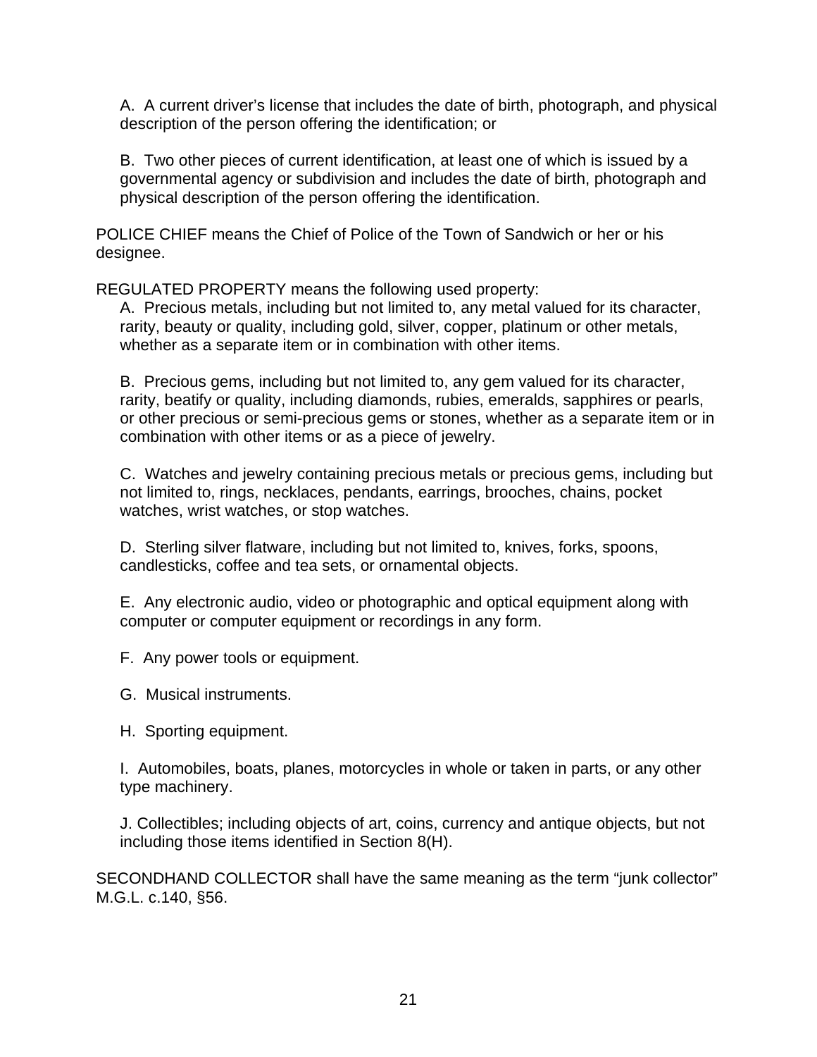A. A current driver's license that includes the date of birth, photograph, and physical description of the person offering the identification; or

B. Two other pieces of current identification, at least one of which is issued by a governmental agency or subdivision and includes the date of birth, photograph and physical description of the person offering the identification.

POLICE CHIEF means the Chief of Police of the Town of Sandwich or her or his designee.

REGULATED PROPERTY means the following used property:

A. Precious metals, including but not limited to, any metal valued for its character, rarity, beauty or quality, including gold, silver, copper, platinum or other metals, whether as a separate item or in combination with other items.

B. Precious gems, including but not limited to, any gem valued for its character, rarity, beatify or quality, including diamonds, rubies, emeralds, sapphires or pearls, or other precious or semi-precious gems or stones, whether as a separate item or in combination with other items or as a piece of jewelry.

C. Watches and jewelry containing precious metals or precious gems, including but not limited to, rings, necklaces, pendants, earrings, brooches, chains, pocket watches, wrist watches, or stop watches.

D. Sterling silver flatware, including but not limited to, knives, forks, spoons, candlesticks, coffee and tea sets, or ornamental objects.

E. Any electronic audio, video or photographic and optical equipment along with computer or computer equipment or recordings in any form.

F. Any power tools or equipment.

G. Musical instruments.

H. Sporting equipment.

I. Automobiles, boats, planes, motorcycles in whole or taken in parts, or any other type machinery.

J. Collectibles; including objects of art, coins, currency and antique objects, but not including those items identified in Section 8(H).

SECONDHAND COLLECTOR shall have the same meaning as the term "junk collector" M.G.L. c.140, §56.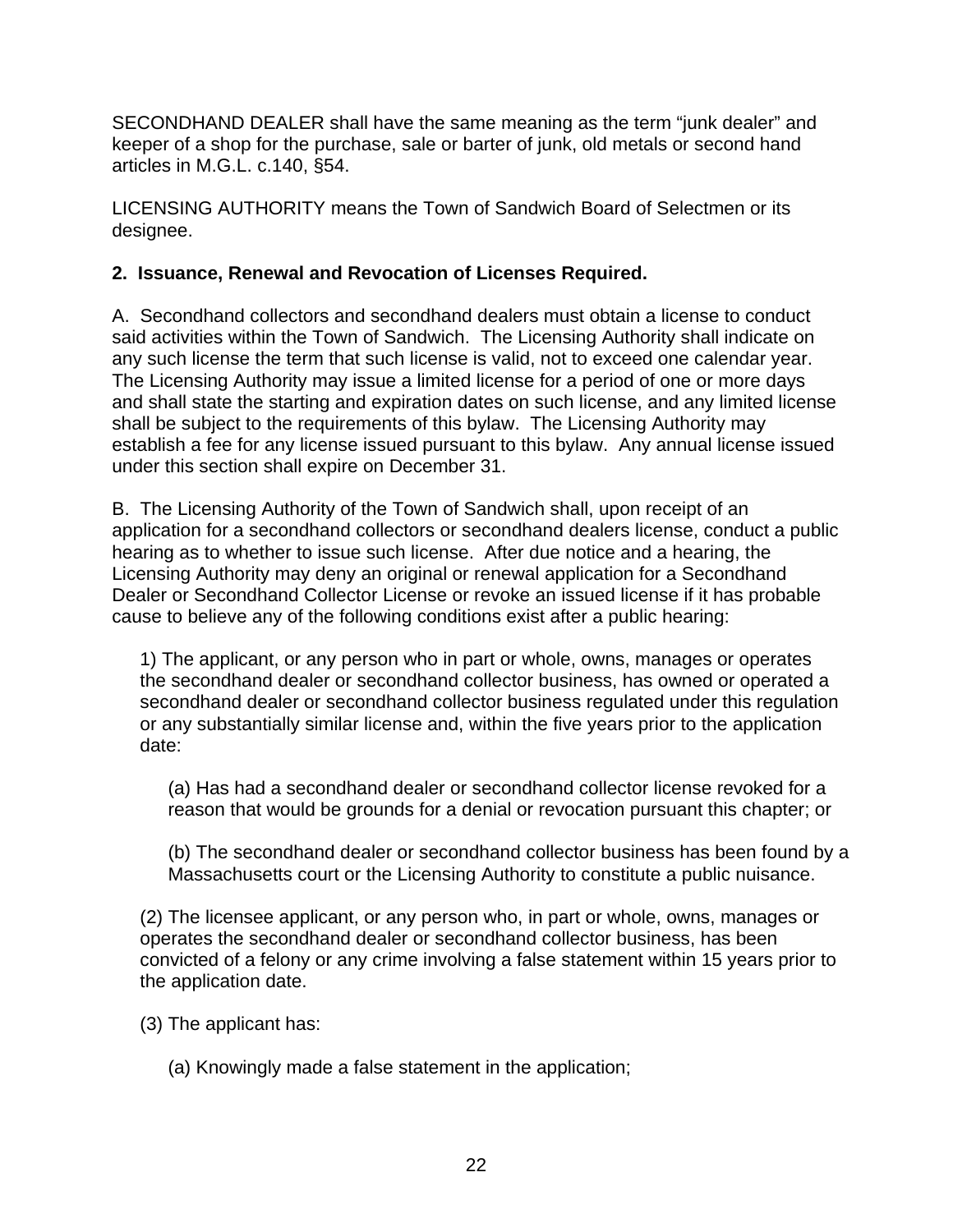SECONDHAND DEALER shall have the same meaning as the term “junk dealer” and keeper of a shop for the purchase, sale or barter of junk, old metals or second hand articles in M.G.L. c.140, §54.

LICENSING AUTHORITY means the Town of Sandwich Board of Selectmen or its designee.

**2. Issuance, Renewal and Revocation of Licenses Required.**

A. Secondhand collectors and secondhand dealers must obtain a license to conduct said activities within the Town of Sandwich. The Licensing Authority shall indicate on any such license the term that such license is valid, not to exceed one calendar year. The Licensing Authority may issue a limited license for a period of one or more days and shall state the starting and expiration dates on such license, and any limited license shall be subject to the requirements of this bylaw. The Licensing Authority may establish a fee for any license issued pursuant to this bylaw. Any annual license issued under this section shall expire on December 31.

B. The Licensing Authority of the Town of Sandwich shall, upon receipt of an application for a secondhand collectors or secondhand dealers license, conduct a public hearing as to whether to issue such license. After due notice and a hearing, the Licensing Authority may deny an original or renewal application for a Secondhand Dealer or Secondhand Collector License or revoke an issued license if it has probable cause to believe any of the following conditions exist after a public hearing:

1) The applicant, or any person who in part or whole, owns, manages or operates the secondhand dealer or secondhand collector business, has owned or operated a secondhand dealer or secondhand collector business regulated under this regulation or any substantially similar license and, within the five years prior to the application date:

(a) Has had a secondhand dealer or secondhand collector license revoked for a reason that would be grounds for a denial or revocation pursuant this chapter; or

(b) The secondhand dealer or secondhand collector business has been found by a Massachusetts court or the Licensing Authority to constitute a public nuisance.

(2) The licensee applicant, or any person who, in part or whole, owns, manages or operates the secondhand dealer or secondhand collector business, has been convicted of a felony or any crime involving a false statement within 15 years prior to the application date.

(3) The applicant has:

(a) Knowingly made a false statement in the application;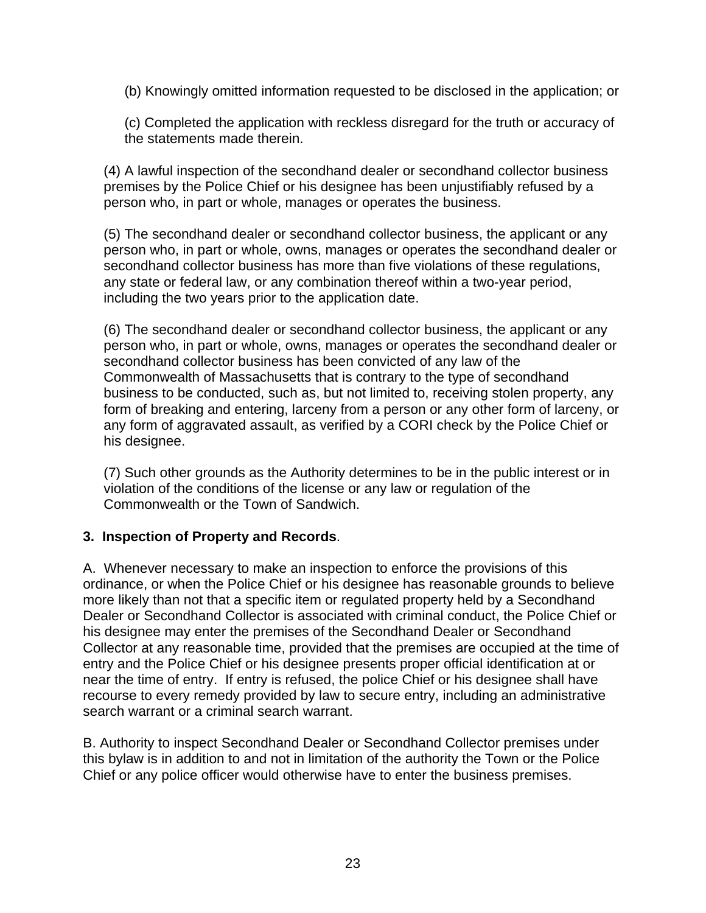(b) Knowingly omitted information requested to be disclosed in the application; or

(c) Completed the application with reckless disregard for the truth or accuracy of the statements made therein.

(4) A lawful inspection of the secondhand dealer or secondhand collector business premises by the Police Chief or his designee has been unjustifiably refused by a person who, in part or whole, manages or operates the business.

(5) The secondhand dealer or secondhand collector business, the applicant or any person who, in part or whole, owns, manages or operates the secondhand dealer or secondhand collector business has more than five violations of these regulations, any state or federal law, or any combination thereof within a two-year period, including the two years prior to the application date.

(6) The secondhand dealer or secondhand collector business, the applicant or any person who, in part or whole, owns, manages or operates the secondhand dealer or secondhand collector business has been convicted of any law of the Commonwealth of Massachusetts that is contrary to the type of secondhand business to be conducted, such as, but not limited to, receiving stolen property, any form of breaking and entering, larceny from a person or any other form of larceny, or any form of aggravated assault, as verified by a CORI check by the Police Chief or his designee.

(7) Such other grounds as the Authority determines to be in the public interest or in violation of the conditions of the license or any law or regulation of the Commonwealth or the Town of Sandwich.

**3. Inspection of Property and Records**.

A. Whenever necessary to make an inspection to enforce the provisions of this ordinance, or when the Police Chief or his designee has reasonable grounds to believe more likely than not that a specific item or regulated property held by a Secondhand Dealer or Secondhand Collector is associated with criminal conduct, the Police Chief or his designee may enter the premises of the Secondhand Dealer or Secondhand Collector at any reasonable time, provided that the premises are occupied at the time of entry and the Police Chief or his designee presents proper official identification at or near the time of entry. If entry is refused, the police Chief or his designee shall have recourse to every remedy provided by law to secure entry, including an administrative search warrant or a criminal search warrant.

B. Authority to inspect Secondhand Dealer or Secondhand Collector premises under this bylaw is in addition to and not in limitation of the authority the Town or the Police Chief or any police officer would otherwise have to enter the business premises.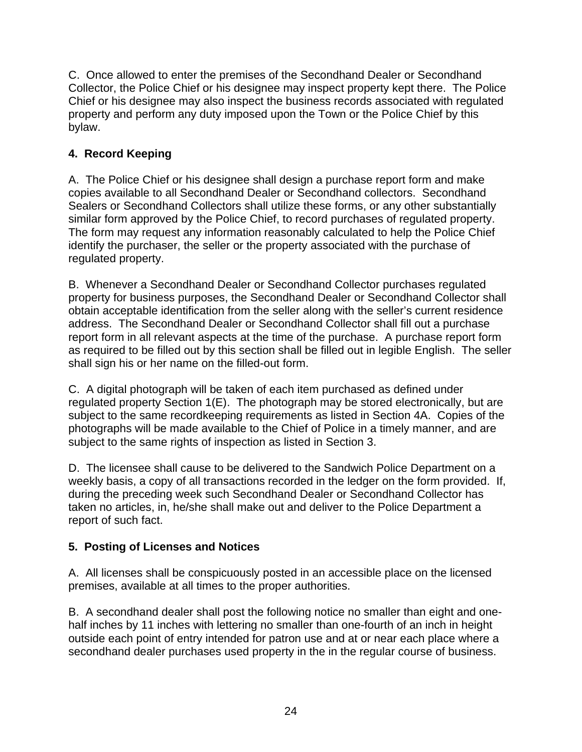C. Once allowed to enter the premises of the Secondhand Dealer or Secondhand Collector, the Police Chief or his designee may inspect property kept there. The Police Chief or his designee may also inspect the business records associated with regulated property and perform any duty imposed upon the Town or the Police Chief by this bylaw.

**4. Record Keeping**

A. The Police Chief or his designee shall design a purchase report form and make copies available to all Secondhand Dealer or Secondhand collectors. Secondhand Sealers or Secondhand Collectors shall utilize these forms, or any other substantially similar form approved by the Police Chief, to record purchases of regulated property. The form may request any information reasonably calculated to help the Police Chief identify the purchaser, the seller or the property associated with the purchase of regulated property.

B. Whenever a Secondhand Dealer or Secondhand Collector purchases regulated property for business purposes, the Secondhand Dealer or Secondhand Collector shall obtain acceptable identification from the seller along with the seller's current residence address. The Secondhand Dealer or Secondhand Collector shall fill out a purchase report form in all relevant aspects at the time of the purchase. A purchase report form as required to be filled out by this section shall be filled out in legible English. The seller shall sign his or her name on the filled-out form.

C. A digital photograph will be taken of each item purchased as defined under regulated property Section 1(E). The photograph may be stored electronically, but are subject to the same recordkeeping requirements as listed in Section 4A. Copies of the photographs will be made available to the Chief of Police in a timely manner, and are subject to the same rights of inspection as listed in Section 3.

D. The licensee shall cause to be delivered to the Sandwich Police Department on a weekly basis, a copy of all transactions recorded in the ledger on the form provided. If, during the preceding week such Secondhand Dealer or Secondhand Collector has taken no articles, in, he/she shall make out and deliver to the Police Department a report of such fact.

**5. Posting of Licenses and Notices**

A. All licenses shall be conspicuously posted in an accessible place on the licensed premises, available at all times to the proper authorities.

B. A secondhand dealer shall post the following notice no smaller than eight and one-half inches by 11 inches with lettering no smaller than one-fourth of an inch in height outside each point of entry intended for patron use and at or near each place where a secondhand dealer purchases used property in the in the regular course of business.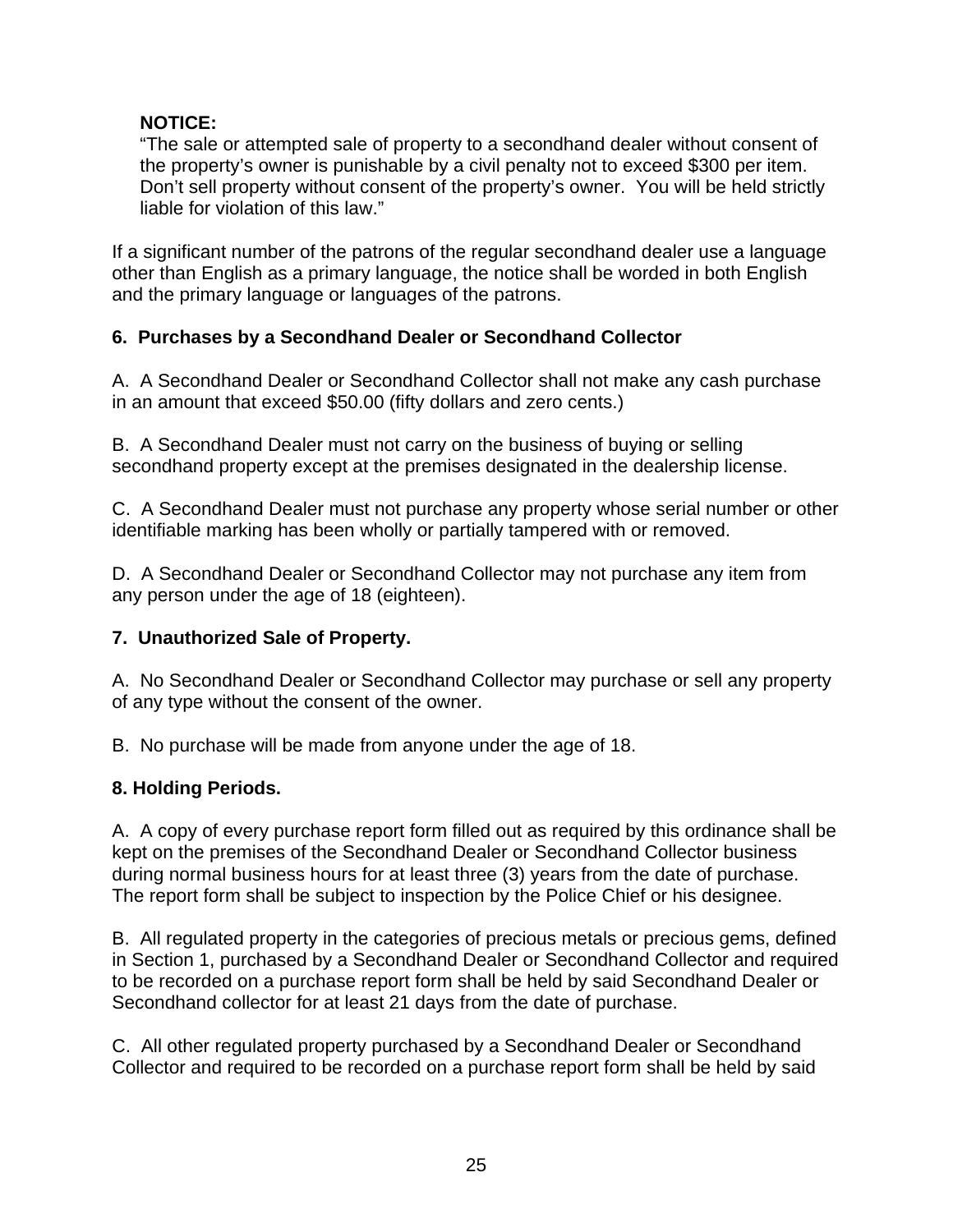**NOTICE:**

"The sale or attempted sale of property to a secondhand dealer without consent of the property's owner is punishable by a civil penalty not to exceed $300 per item. Don't sell property without consent of the property's owner. You will be held strictly liable for violation of this law."

If a significant number of the patrons of the regular secondhand dealer use a language other than English as a primary language, the notice shall be worded in both English and the primary language or languages of the patrons.

**6. Purchases by a Secondhand Dealer or Secondhand Collector**

A. A Secondhand Dealer or Secondhand Collector shall not make any cash purchase in an amount that exceed $50.00 (fifty dollars and zero cents.)

B. A Secondhand Dealer must not carry on the business of buying or selling secondhand property except at the premises designated in the dealership license.

C. A Secondhand Dealer must not purchase any property whose serial number or other identifiable marking has been wholly or partially tampered with or removed.

D. A Secondhand Dealer or Secondhand Collector may not purchase any item from any person under the age of 18 (eighteen).

**7. Unauthorized Sale of Property.**

A. No Secondhand Dealer or Secondhand Collector may purchase or sell any property of any type without the consent of the owner.

B. No purchase will be made from anyone under the age of 18.

**8. Holding Periods.**

A. A copy of every purchase report form filled out as required by this ordinance shall be kept on the premises of the Secondhand Dealer or Secondhand Collector business during normal business hours for at least three (3) years from the date of purchase. The report form shall be subject to inspection by the Police Chief or his designee.

B. All regulated property in the categories of precious metals or precious gems, defined in Section 1, purchased by a Secondhand Dealer or Secondhand Collector and required to be recorded on a purchase report form shall be held by said Secondhand Dealer or Secondhand collector for at least 21 days from the date of purchase.

C. All other regulated property purchased by a Secondhand Dealer or Secondhand Collector and required to be recorded on a purchase report form shall be held by said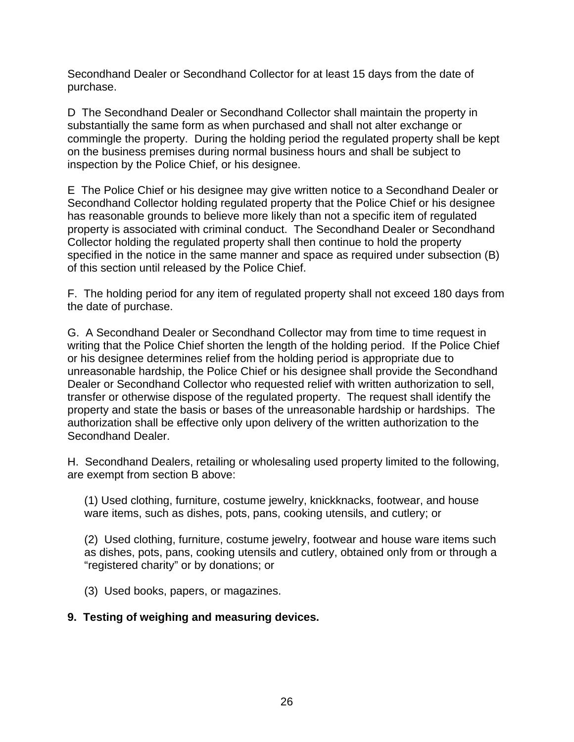Secondhand Dealer or Secondhand Collector for at least 15 days from the date of purchase.

D  The Secondhand Dealer or Secondhand Collector shall maintain the property in substantially the same form as when purchased and shall not alter exchange or commingle the property.  During the holding period the regulated property shall be kept on the business premises during normal business hours and shall be subject to inspection by the Police Chief, or his designee.

E  The Police Chief or his designee may give written notice to a Secondhand Dealer or Secondhand Collector holding regulated property that the Police Chief or his designee has reasonable grounds to believe more likely than not a specific item of regulated property is associated with criminal conduct.  The Secondhand Dealer or Secondhand Collector holding the regulated property shall then continue to hold the property specified in the notice in the same manner and space as required under subsection (B) of this section until released by the Police Chief.

F.  The holding period for any item of regulated property shall not exceed 180 days from the date of purchase.

G.  A Secondhand Dealer or Secondhand Collector may from time to time request in writing that the Police Chief shorten the length of the holding period.  If the Police Chief or his designee determines relief from the holding period is appropriate due to unreasonable hardship, the Police Chief or his designee shall provide the Secondhand Dealer or Secondhand Collector who requested relief with written authorization to sell, transfer or otherwise dispose of the regulated property.  The request shall identify the property and state the basis or bases of the unreasonable hardship or hardships.  The authorization shall be effective only upon delivery of the written authorization to the Secondhand Dealer.

H.  Secondhand Dealers, retailing or wholesaling used property limited to the following, are exempt from section B above:

(1) Used clothing, furniture, costume jewelry, knickknacks, footwear, and house ware items, such as dishes, pots, pans, cooking utensils, and cutlery; or

(2)  Used clothing, furniture, costume jewelry, footwear and house ware items such as dishes, pots, pans, cooking utensils and cutlery, obtained only from or through a “registered charity” or by donations; or

(3)  Used books, papers, or magazines.

**9.  Testing of weighing and measuring devices.**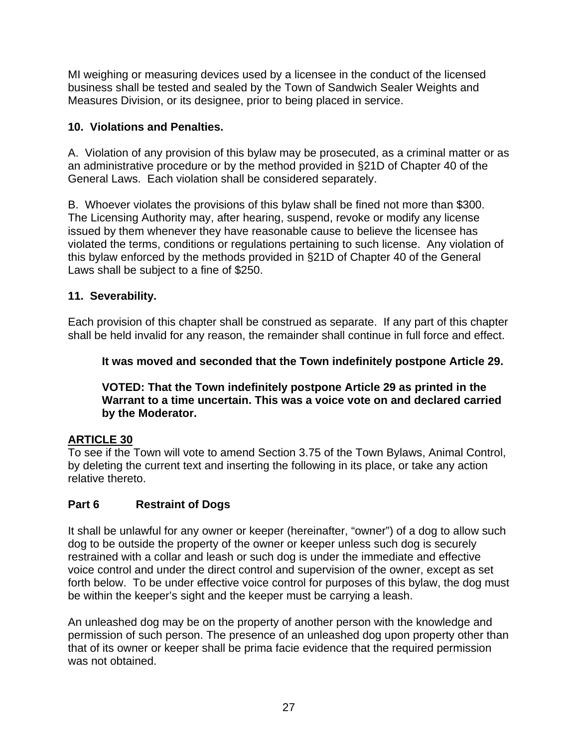MI weighing or measuring devices used by a licensee in the conduct of the licensed business shall be tested and sealed by the Town of Sandwich Sealer Weights and Measures Division, or its designee, prior to being placed in service.

**10. Violations and Penalties.**

A. Violation of any provision of this bylaw may be prosecuted, as a criminal matter or as an administrative procedure or by the method provided in §21D of Chapter 40 of the General Laws. Each violation shall be considered separately.

B. Whoever violates the provisions of this bylaw shall be fined not more than $300. The Licensing Authority may, after hearing, suspend, revoke or modify any license issued by them whenever they have reasonable cause to believe the licensee has violated the terms, conditions or regulations pertaining to such license. Any violation of this bylaw enforced by the methods provided in §21D of Chapter 40 of the General Laws shall be subject to a fine of $250.

**11. Severability.**

Each provision of this chapter shall be construed as separate. If any part of this chapter shall be held invalid for any reason, the remainder shall continue in full force and effect.

> **It was moved and seconded that the Town indefinitely postpone Article 29.**
>
> **VOTED: That the Town indefinitely postpone Article 29 as printed in the Warrant to a time uncertain. This was a voice vote on and declared carried by the Moderator.**

**ARTICLE 30**

To see if the Town will vote to amend Section 3.75 of the Town Bylaws, Animal Control, by deleting the current text and inserting the following in its place, or take any action relative thereto.

**Part 6 Restraint of Dogs**

It shall be unlawful for any owner or keeper (hereinafter, "owner") of a dog to allow such dog to be outside the property of the owner or keeper unless such dog is securely restrained with a collar and leash or such dog is under the immediate and effective voice control and under the direct control and supervision of the owner, except as set forth below. To be under effective voice control for purposes of this bylaw, the dog must be within the keeper's sight and the keeper must be carrying a leash.

An unleashed dog may be on the property of another person with the knowledge and permission of such person. The presence of an unleashed dog upon property other than that of its owner or keeper shall be prima facie evidence that the required permission was not obtained.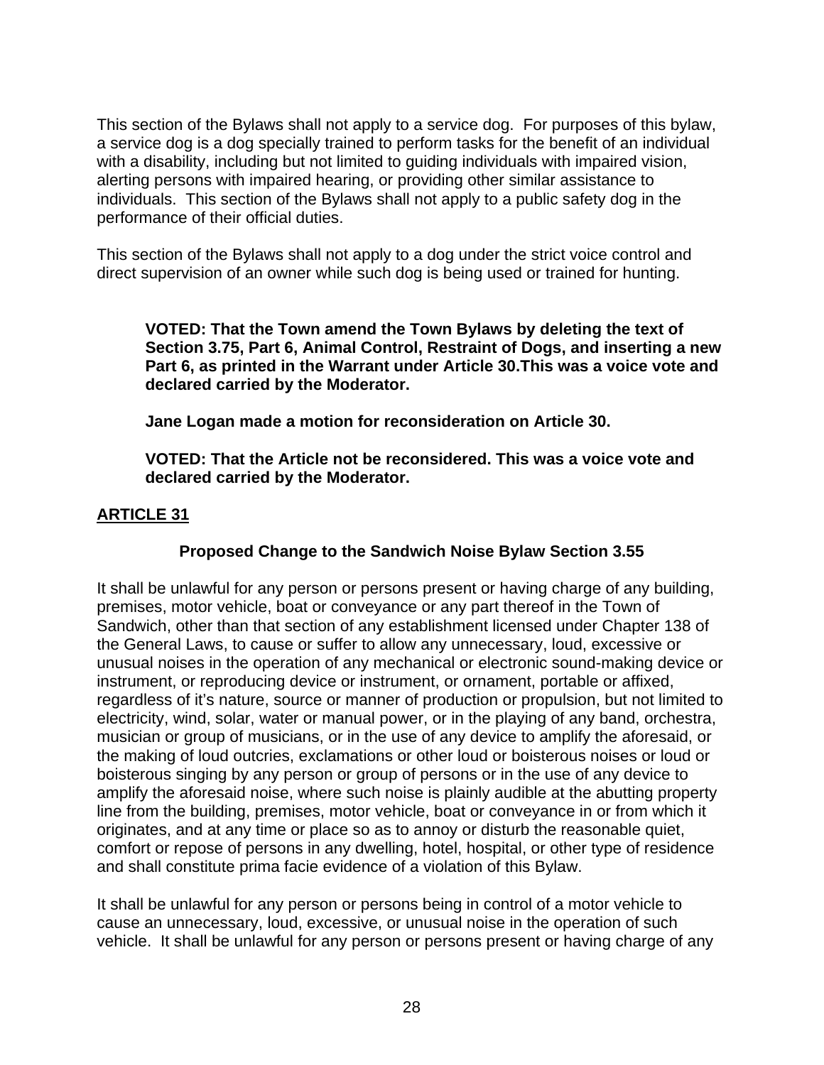This section of the Bylaws shall not apply to a service dog. For purposes of this bylaw, a service dog is a dog specially trained to perform tasks for the benefit of an individual with a disability, including but not limited to guiding individuals with impaired vision, alerting persons with impaired hearing, or providing other similar assistance to individuals. This section of the Bylaws shall not apply to a public safety dog in the performance of their official duties.

This section of the Bylaws shall not apply to a dog under the strict voice control and direct supervision of an owner while such dog is being used or trained for hunting.

> **VOTED: That the Town amend the Town Bylaws by deleting the text of Section 3.75, Part 6, Animal Control, Restraint of Dogs, and inserting a new Part 6, as printed in the Warrant under Article 30.This was a voice vote and declared carried by the Moderator.**
>
> **Jane Logan made a motion for reconsideration on Article 30.**
>
> **VOTED: That the Article not be reconsidered. This was a voice vote and declared carried by the Moderator.**

## ARTICLE 31

### Proposed Change to the Sandwich Noise Bylaw Section 3.55

It shall be unlawful for any person or persons present or having charge of any building, premises, motor vehicle, boat or conveyance or any part thereof in the Town of Sandwich, other than that section of any establishment licensed under Chapter 138 of the General Laws, to cause or suffer to allow any unnecessary, loud, excessive or unusual noises in the operation of any mechanical or electronic sound-making device or instrument, or reproducing device or instrument, or ornament, portable or affixed, regardless of it's nature, source or manner of production or propulsion, but not limited to electricity, wind, solar, water or manual power, or in the playing of any band, orchestra, musician or group of musicians, or in the use of any device to amplify the aforesaid, or the making of loud outcries, exclamations or other loud or boisterous noises or loud or boisterous singing by any person or group of persons or in the use of any device to amplify the aforesaid noise, where such noise is plainly audible at the abutting property line from the building, premises, motor vehicle, boat or conveyance in or from which it originates, and at any time or place so as to annoy or disturb the reasonable quiet, comfort or repose of persons in any dwelling, hotel, hospital, or other type of residence and shall constitute prima facie evidence of a violation of this Bylaw.

It shall be unlawful for any person or persons being in control of a motor vehicle to cause an unnecessary, loud, excessive, or unusual noise in the operation of such vehicle. It shall be unlawful for any person or persons present or having charge of any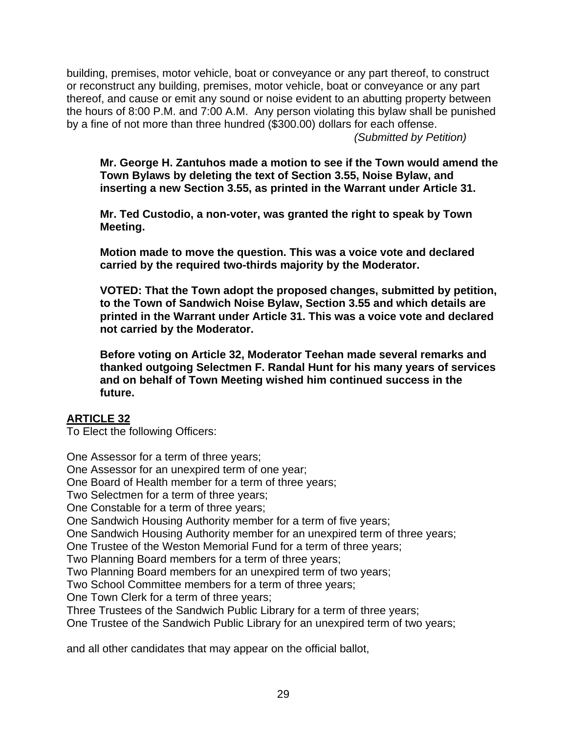building, premises, motor vehicle, boat or conveyance or any part thereof, to construct or reconstruct any building, premises, motor vehicle, boat or conveyance or any part thereof, and cause or emit any sound or noise evident to an abutting property between the hours of 8:00 P.M. and 7:00 A.M. Any person violating this bylaw shall be punished by a fine of not more than three hundred ($300.00) dollars for each offense.

*(Submitted by Petition)*

**Mr. George H. Zantuhos made a motion to see if the Town would amend the Town Bylaws by deleting the text of Section 3.55, Noise Bylaw, and inserting a new Section 3.55, as printed in the Warrant under Article 31.**

**Mr. Ted Custodio, a non-voter, was granted the right to speak by Town Meeting.**

**Motion made to move the question. This was a voice vote and declared carried by the required two-thirds majority by the Moderator.**

**VOTED: That the Town adopt the proposed changes, submitted by petition, to the Town of Sandwich Noise Bylaw, Section 3.55 and which details are printed in the Warrant under Article 31. This was a voice vote and declared not carried by the Moderator.**

**Before voting on Article 32, Moderator Teehan made several remarks and thanked outgoing Selectmen F. Randal Hunt for his many years of services and on behalf of Town Meeting wished him continued success in the future.**

## ARTICLE 32

To Elect the following Officers:

One Assessor for a term of three years;
One Assessor for an unexpired term of one year;
One Board of Health member for a term of three years;
Two Selectmen for a term of three years;
One Constable for a term of three years;
One Sandwich Housing Authority member for a term of five years;
One Sandwich Housing Authority member for an unexpired term of three years;
One Trustee of the Weston Memorial Fund for a term of three years;
Two Planning Board members for a term of three years;
Two Planning Board members for an unexpired term of two years;
Two School Committee members for a term of three years;
One Town Clerk for a term of three years;
Three Trustees of the Sandwich Public Library for a term of three years;
One Trustee of the Sandwich Public Library for an unexpired term of two years;

and all other candidates that may appear on the official ballot,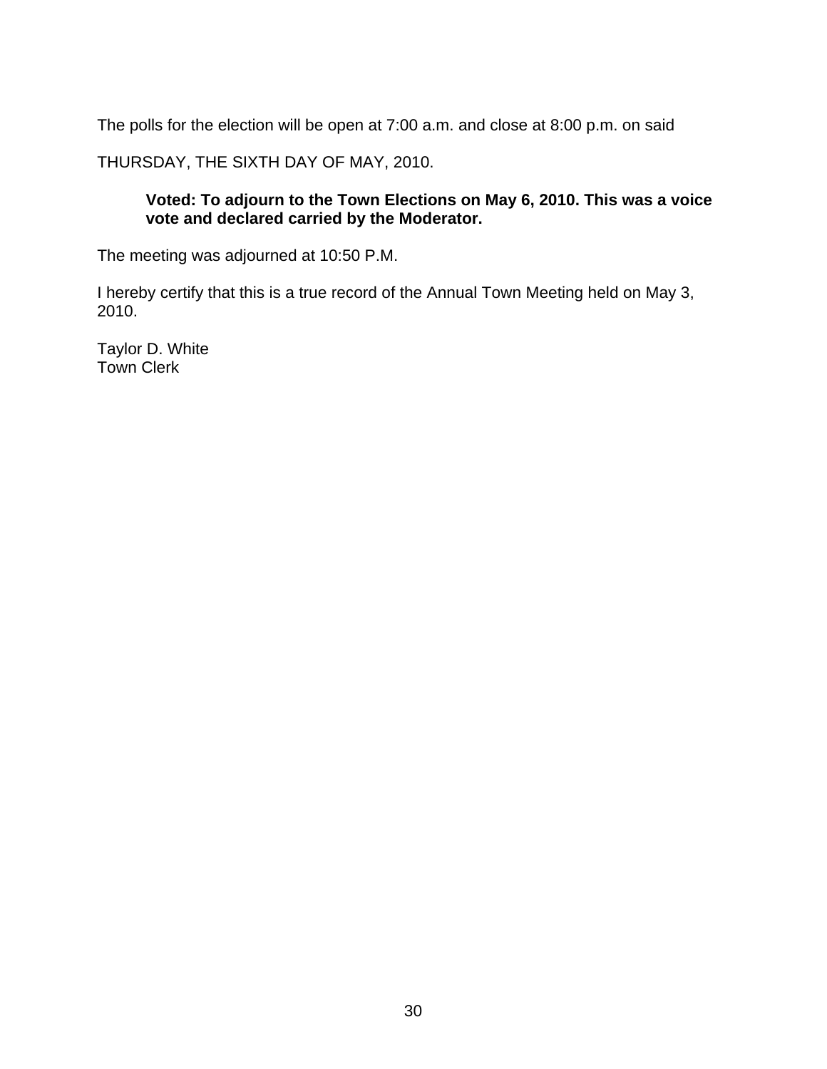The polls for the election will be open at 7:00 a.m. and close at 8:00 p.m. on said

THURSDAY, THE SIXTH DAY OF MAY, 2010.

> **Voted: To adjourn to the Town Elections on May 6, 2010. This was a voice vote and declared carried by the Moderator.**

The meeting was adjourned at 10:50 P.M.

I hereby certify that this is a true record of the Annual Town Meeting held on May 3, 2010.

Taylor D. White
Town Clerk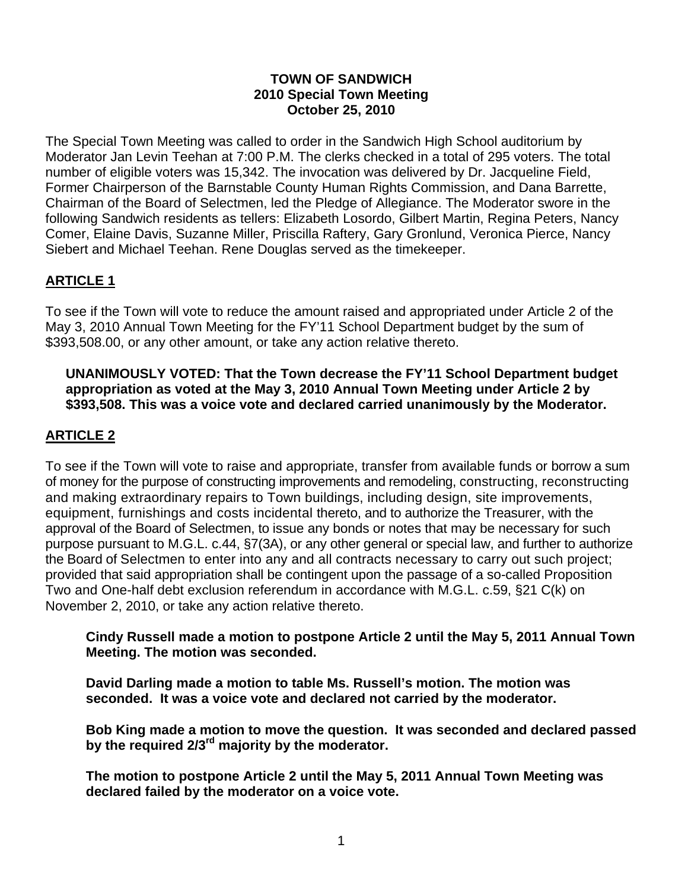**TOWN OF SANDWICH**
**2010 Special Town Meeting**
**October 25, 2010**

The Special Town Meeting was called to order in the Sandwich High School auditorium by Moderator Jan Levin Teehan at 7:00 P.M. The clerks checked in a total of 295 voters. The total number of eligible voters was 15,342. The invocation was delivered by Dr. Jacqueline Field, Former Chairperson of the Barnstable County Human Rights Commission, and Dana Barrette, Chairman of the Board of Selectmen, led the Pledge of Allegiance. The Moderator swore in the following Sandwich residents as tellers: Elizabeth Losordo, Gilbert Martin, Regina Peters, Nancy Comer, Elaine Davis, Suzanne Miller, Priscilla Raftery, Gary Gronlund, Veronica Pierce, Nancy Siebert and Michael Teehan. Rene Douglas served as the timekeeper.

## ARTICLE 1

To see if the Town will vote to reduce the amount raised and appropriated under Article 2 of the May 3, 2010 Annual Town Meeting for the FY'11 School Department budget by the sum of $393,508.00, or any other amount, or take any action relative thereto.

**UNANIMOUSLY VOTED: That the Town decrease the FY'11 School Department budget appropriation as voted at the May 3, 2010 Annual Town Meeting under Article 2 by $393,508. This was a voice vote and declared carried unanimously by the Moderator.**

## ARTICLE 2

To see if the Town will vote to raise and appropriate, transfer from available funds or borrow a sum of money for the purpose of constructing improvements and remodeling, constructing, reconstructing and making extraordinary repairs to Town buildings, including design, site improvements, equipment, furnishings and costs incidental thereto, and to authorize the Treasurer, with the approval of the Board of Selectmen, to issue any bonds or notes that may be necessary for such purpose pursuant to M.G.L. c.44, §7(3A), or any other general or special law, and further to authorize the Board of Selectmen to enter into any and all contracts necessary to carry out such project; provided that said appropriation shall be contingent upon the passage of a so-called Proposition Two and One-half debt exclusion referendum in accordance with M.G.L. c.59, §21 C(k) on November 2, 2010, or take any action relative thereto.

**Cindy Russell made a motion to postpone Article 2 until the May 5, 2011 Annual Town Meeting. The motion was seconded.**

**David Darling made a motion to table Ms. Russell's motion. The motion was seconded. It was a voice vote and declared not carried by the moderator.**

**Bob King made a motion to move the question. It was seconded and declared passed by the required 2/3rd majority by the moderator.**

**The motion to postpone Article 2 until the May 5, 2011 Annual Town Meeting was declared failed by the moderator on a voice vote.**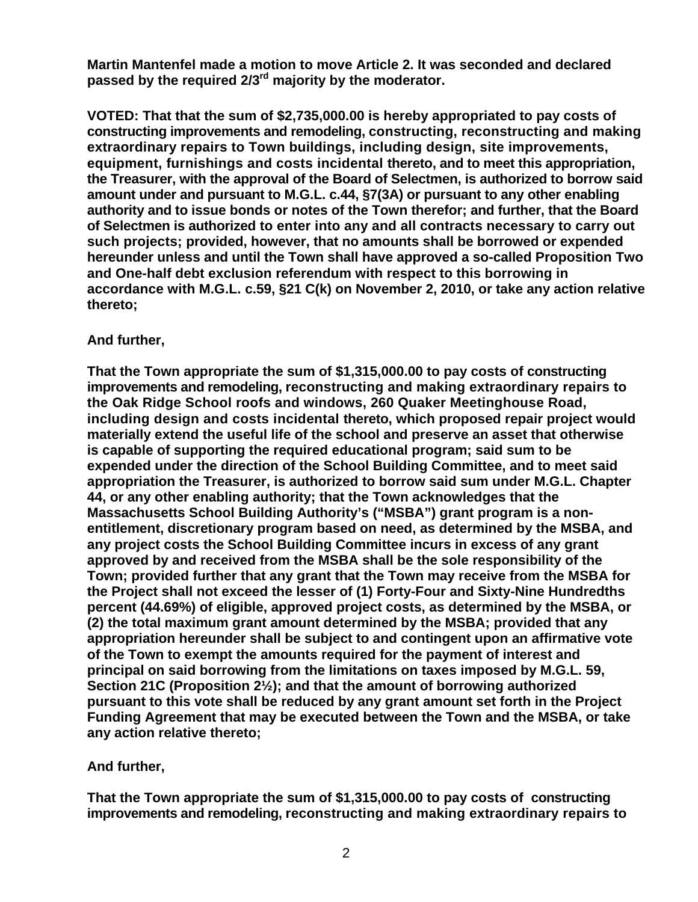**Martin Mantenfel made a motion to move Article 2. It was seconded and declared passed by the required 2/3rd majority by the moderator.**

**VOTED: That that the sum of $2,735,000.00 is hereby appropriated to pay costs of constructing improvements and remodeling, constructing, reconstructing and making extraordinary repairs to Town buildings, including design, site improvements, equipment, furnishings and costs incidental thereto, and to meet this appropriation, the Treasurer, with the approval of the Board of Selectmen, is authorized to borrow said amount under and pursuant to M.G.L. c.44, §7(3A) or pursuant to any other enabling authority and to issue bonds or notes of the Town therefor; and further, that the Board of Selectmen is authorized to enter into any and all contracts necessary to carry out such projects; provided, however, that no amounts shall be borrowed or expended hereunder unless and until the Town shall have approved a so-called Proposition Two and One-half debt exclusion referendum with respect to this borrowing in accordance with M.G.L. c.59, §21 C(k) on November 2, 2010, or take any action relative thereto;**

**And further,**

**That the Town appropriate the sum of $1,315,000.00 to pay costs of constructing improvements and remodeling, reconstructing and making extraordinary repairs to the Oak Ridge School roofs and windows, 260 Quaker Meetinghouse Road, including design and costs incidental thereto, which proposed repair project would materially extend the useful life of the school and preserve an asset that otherwise is capable of supporting the required educational program; said sum to be expended under the direction of the School Building Committee, and to meet said appropriation the Treasurer, is authorized to borrow said sum under M.G.L. Chapter 44, or any other enabling authority; that the Town acknowledges that the Massachusetts School Building Authority's ("MSBA") grant program is a non-entitlement, discretionary program based on need, as determined by the MSBA, and any project costs the School Building Committee incurs in excess of any grant approved by and received from the MSBA shall be the sole responsibility of the Town; provided further that any grant that the Town may receive from the MSBA for the Project shall not exceed the lesser of (1) Forty-Four and Sixty-Nine Hundredths percent (44.69%) of eligible, approved project costs, as determined by the MSBA, or (2) the total maximum grant amount determined by the MSBA; provided that any appropriation hereunder shall be subject to and contingent upon an affirmative vote of the Town to exempt the amounts required for the payment of interest and principal on said borrowing from the limitations on taxes imposed by M.G.L. 59, Section 21C (Proposition 2½); and that the amount of borrowing authorized pursuant to this vote shall be reduced by any grant amount set forth in the Project Funding Agreement that may be executed between the Town and the MSBA, or take any action relative thereto;**

**And further,**

**That the Town appropriate the sum of $1,315,000.00 to pay costs of constructing improvements and remodeling, reconstructing and making extraordinary repairs to**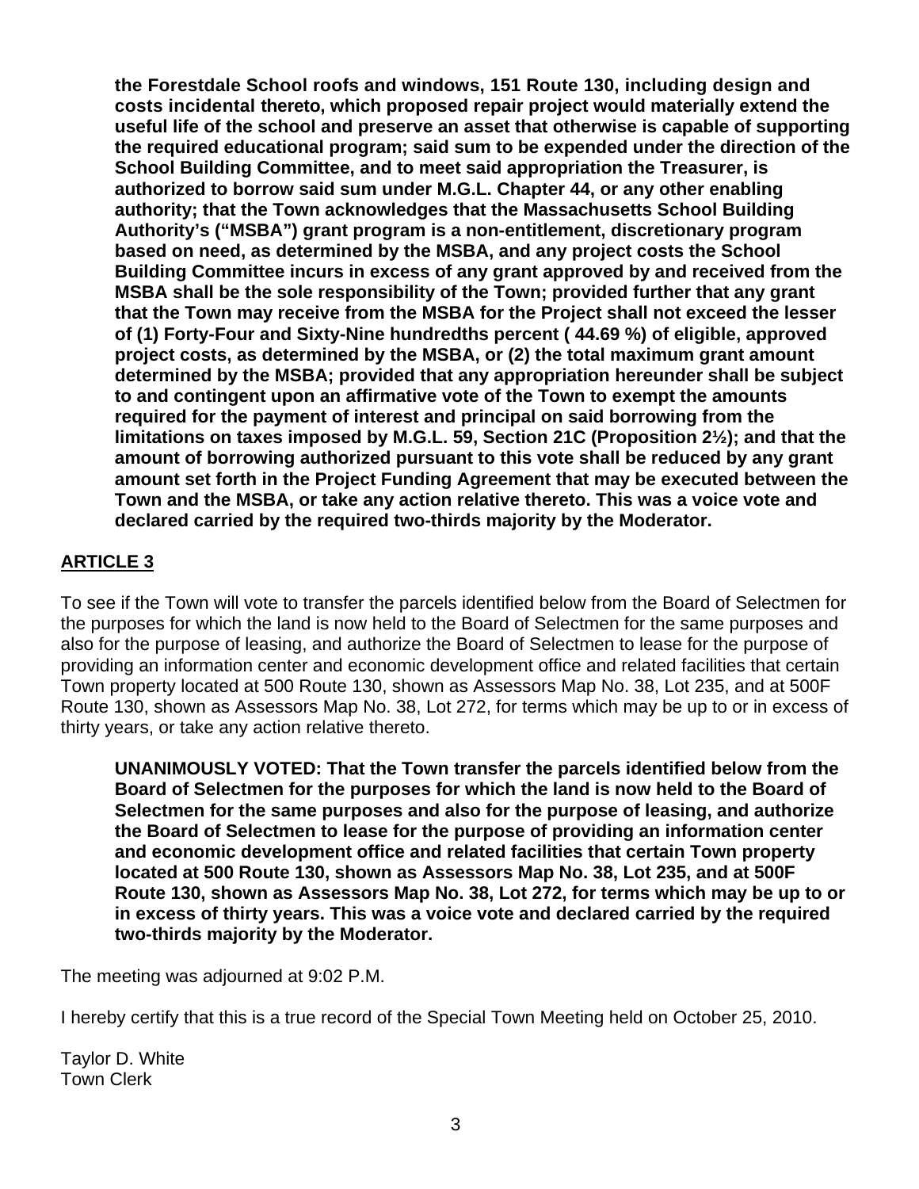**the Forestdale School roofs and windows, 151 Route 130, including design and costs incidental thereto, which proposed repair project would materially extend the useful life of the school and preserve an asset that otherwise is capable of supporting the required educational program; said sum to be expended under the direction of the School Building Committee, and to meet said appropriation the Treasurer, is authorized to borrow said sum under M.G.L. Chapter 44, or any other enabling authority; that the Town acknowledges that the Massachusetts School Building Authority's ("MSBA") grant program is a non-entitlement, discretionary program based on need, as determined by the MSBA, and any project costs the School Building Committee incurs in excess of any grant approved by and received from the MSBA shall be the sole responsibility of the Town; provided further that any grant that the Town may receive from the MSBA for the Project shall not exceed the lesser of (1) Forty-Four and Sixty-Nine hundredths percent ( 44.69 %) of eligible, approved project costs, as determined by the MSBA, or (2) the total maximum grant amount determined by the MSBA; provided that any appropriation hereunder shall be subject to and contingent upon an affirmative vote of the Town to exempt the amounts required for the payment of interest and principal on said borrowing from the limitations on taxes imposed by M.G.L. 59, Section 21C (Proposition 2½); and that the amount of borrowing authorized pursuant to this vote shall be reduced by any grant amount set forth in the Project Funding Agreement that may be executed between the Town and the MSBA, or take any action relative thereto. This was a voice vote and declared carried by the required two-thirds majority by the Moderator.**

## ARTICLE 3

To see if the Town will vote to transfer the parcels identified below from the Board of Selectmen for the purposes for which the land is now held to the Board of Selectmen for the same purposes and also for the purpose of leasing, and authorize the Board of Selectmen to lease for the purpose of providing an information center and economic development office and related facilities that certain Town property located at 500 Route 130, shown as Assessors Map No. 38, Lot 235, and at 500F Route 130, shown as Assessors Map No. 38, Lot 272, for terms which may be up to or in excess of thirty years, or take any action relative thereto.

**UNANIMOUSLY VOTED: That the Town transfer the parcels identified below from the Board of Selectmen for the purposes for which the land is now held to the Board of Selectmen for the same purposes and also for the purpose of leasing, and authorize the Board of Selectmen to lease for the purpose of providing an information center and economic development office and related facilities that certain Town property located at 500 Route 130, shown as Assessors Map No. 38, Lot 235, and at 500F Route 130, shown as Assessors Map No. 38, Lot 272, for terms which may be up to or in excess of thirty years. This was a voice vote and declared carried by the required two-thirds majority by the Moderator.**

The meeting was adjourned at 9:02 P.M.

I hereby certify that this is a true record of the Special Town Meeting held on October 25, 2010.

Taylor D. White
Town Clerk